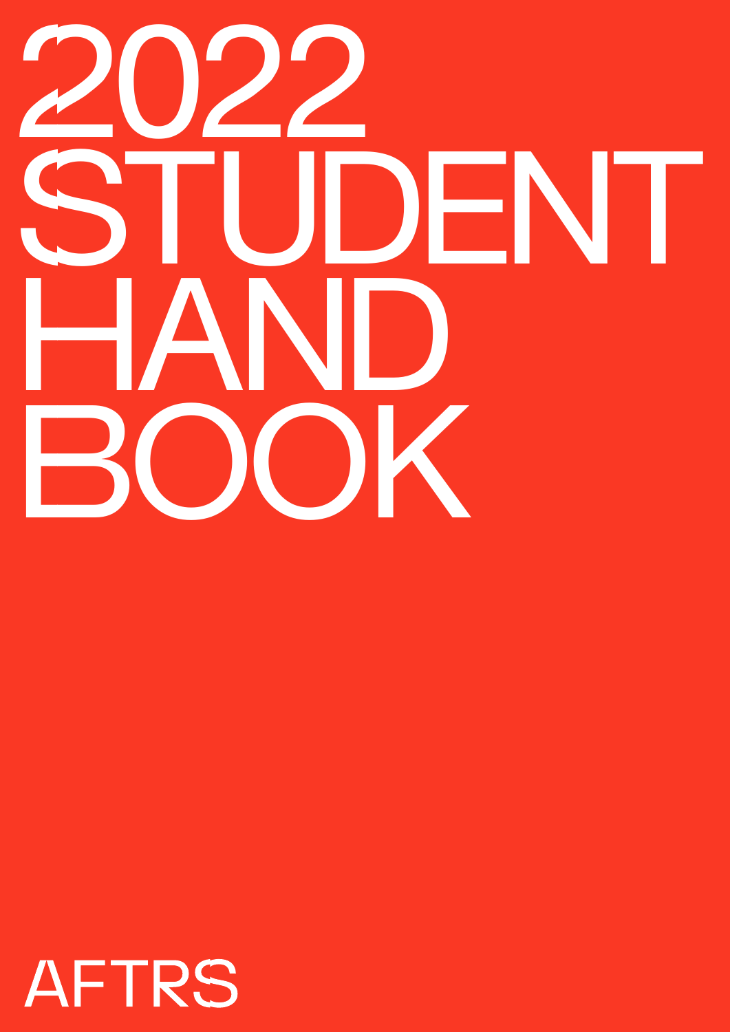# 2022 STUDENT HANDBOOK

AFTRS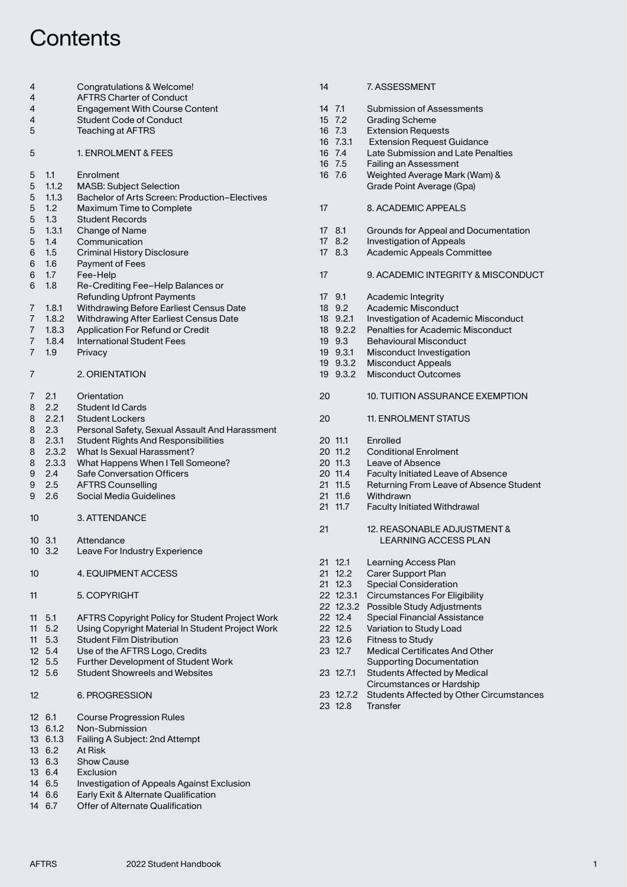# Contents

| Page | Section | Title |
|---|---|---|
| 4 | | Congratulations & Welcome! |
| 4 | | AFTRS Charter of Conduct |
| 4 | | Engagement With Course Content |
| 4 | | Student Code of Conduct |
| 5 | | Teaching at AFTRS |
| 5 | | 1. ENROLMENT & FEES |
| 5 | 1.1 | Enrolment |
| 5 | 1.1.2 | MASB: Subject Selection |
| 5 | 1.1.3 | Bachelor of Arts Screen: Production–Electives |
| 5 | 1.2 | Maximum Time to Complete |
| 5 | 1.3 | Student Records |
| 5 | 1.3.1 | Change of Name |
| 5 | 1.4 | Communication |
| 6 | 1.5 | Criminal History Disclosure |
| 6 | 1.6 | Payment of Fees |
| 6 | 1.7 | Fee-Help |
| 6 | 1.8 | Re-Crediting Fee–Help Balances or Refunding Upfront Payments |
| 7 | 1.8.1 | Withdrawing Before Earliest Census Date |
| 7 | 1.8.2 | Withdrawing After Earliest Census Date |
| 7 | 1.8.3 | Application For Refund or Credit |
| 7 | 1.8.4 | International Student Fees |
| 7 | 1.9 | Privacy |
| 7 | | 2. ORIENTATION |
| 7 | 2.1 | Orientation |
| 8 | 2.2 | Student Id Cards |
| 8 | 2.2.1 | Student Lockers |
| 8 | 2.3 | Personal Safety, Sexual Assault And Harassment |
| 8 | 2.3.1 | Student Rights And Responsibilities |
| 8 | 2.3.2 | What Is Sexual Harassment? |
| 8 | 2.3.3 | What Happens When I Tell Someone? |
| 9 | 2.4 | Safe Conversation Officers |
| 9 | 2.5 | AFTRS Counselling |
| 9 | 2.6 | Social Media Guidelines |
| 10 | | 3. ATTENDANCE |
| 10 | 3.1 | Attendance |
| 10 | 3.2 | Leave For Industry Experience |
| 10 | | 4. EQUIPMENT ACCESS |
| 11 | | 5. COPYRIGHT |
| 11 | 5.1 | AFTRS Copyright Policy for Student Project Work |
| 11 | 5.2 | Using Copyright Material In Student Project Work |
| 11 | 5.3 | Student Film Distribution |
| 12 | 5.4 | Use of the AFTRS Logo, Credits |
| 12 | 5.5 | Further Development of Student Work |
| 12 | 5.6 | Student Showreels and Websites |
| 12 | | 6. PROGRESSION |
| 12 | 6.1 | Course Progression Rules |
| 13 | 6.1.2 | Non-Submission |
| 13 | 6.1.3 | Failing A Subject: 2nd Attempt |
| 13 | 6.2 | At Risk |
| 13 | 6.3 | Show Cause |
| 13 | 6.4 | Exclusion |
| 14 | 6.5 | Investigation of Appeals Against Exclusion |
| 14 | 6.6 | Early Exit & Alternate Qualification |
| 14 | 6.7 | Offer of Alternate Qualification |
| 14 | | 7. ASSESSMENT |
| 14 | 7.1 | Submission of Assessments |
| 15 | 7.2 | Grading Scheme |
| 16 | 7.3 | Extension Requests |
| 16 | 7.3.1 | Extension Request Guidance |
| 16 | 7.4 | Late Submission and Late Penalties |
| 16 | 7.5 | Failing an Assessment |
| 16 | 7.6 | Weighted Average Mark (Wam) & Grade Point Average (Gpa) |
| 17 | | 8. ACADEMIC APPEALS |
| 17 | 8.1 | Grounds for Appeal and Documentation |
| 17 | 8.2 | Investigation of Appeals |
| 17 | 8.3 | Academic Appeals Committee |
| 17 | | 9. ACADEMIC INTEGRITY & MISCONDUCT |
| 17 | 9.1 | Academic Integrity |
| 18 | 9.2 | Academic Misconduct |
| 18 | 9.2.1 | Investigation of Academic Misconduct |
| 18 | 9.2.2 | Penalties for Academic Misconduct |
| 19 | 9.3 | Behavioural Misconduct |
| 19 | 9.3.1 | Misconduct Investigation |
| 19 | 9.3.2 | Misconduct Appeals |
| 19 | 9.3.2 | Misconduct Outcomes |
| 20 | | 10. TUITION ASSURANCE EXEMPTION |
| 20 | | 11. ENROLMENT STATUS |
| 20 | 11.1 | Enrolled |
| 20 | 11.2 | Conditional Enrolment |
| 20 | 11.3 | Leave of Absence |
| 20 | 11.4 | Faculty Initiated Leave of Absence |
| 21 | 11.5 | Returning From Leave of Absence Student |
| 21 | 11.6 | Withdrawn |
| 21 | 11.7 | Faculty Initiated Withdrawal |
| 21 | | 12. REASONABLE ADJUSTMENT & LEARNING ACCESS PLAN |
| 21 | 12.1 | Learning Access Plan |
| 21 | 12.2 | Carer Support Plan |
| 21 | 12.3 | Special Consideration |
| 22 | 12.3.1 | Circumstances For Eligibility |
| 22 | 12.3.2 | Possible Study Adjustments |
| 22 | 12.4 | Special Financial Assistance |
| 22 | 12.5 | Variation to Study Load |
| 23 | 12.6 | Fitness to Study |
| 23 | 12.7 | Medical Certificates And Other Supporting Documentation |
| 23 | 12.7.1 | Students Affected by Medical Circumstances or Hardship |
| 23 | 12.7.2 | Students Affected by Other Circumstances |
| 23 | 12.8 | Transfer |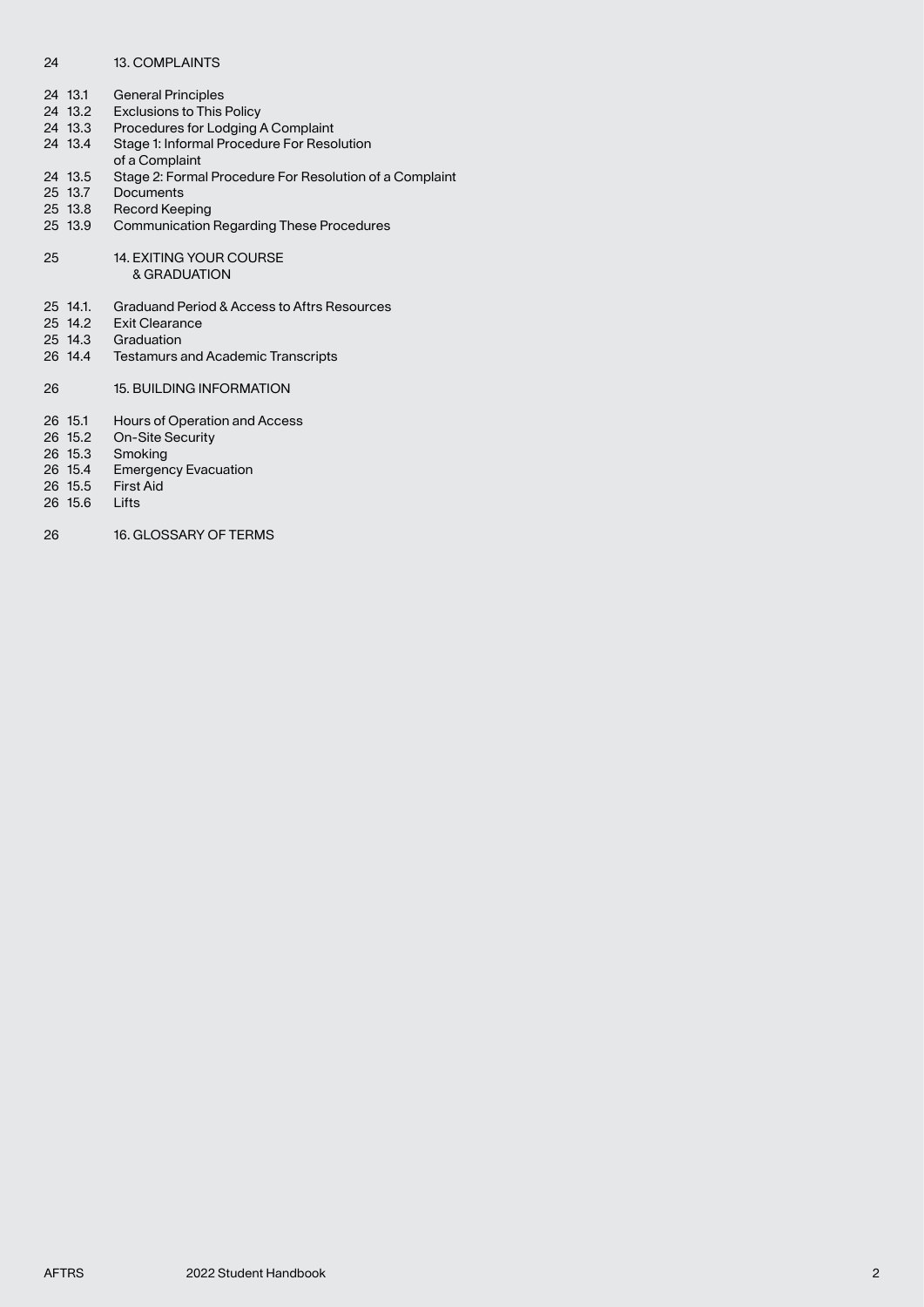24 13. COMPLAINTS

24 13.1 General Principles
24 13.2 Exclusions to This Policy
24 13.3 Procedures for Lodging A Complaint
24 13.4 Stage 1: Informal Procedure For Resolution of a Complaint
24 13.5 Stage 2: Formal Procedure For Resolution of a Complaint
25 13.7 Documents
25 13.8 Record Keeping
25 13.9 Communication Regarding These Procedures

25 14. EXITING YOUR COURSE & GRADUATION

25 14.1. Graduand Period & Access to Aftrs Resources
25 14.2 Exit Clearance
25 14.3 Graduation
26 14.4 Testamurs and Academic Transcripts

26 15. BUILDING INFORMATION

26 15.1 Hours of Operation and Access
26 15.2 On-Site Security
26 15.3 Smoking
26 15.4 Emergency Evacuation
26 15.5 First Aid
26 15.6 Lifts

26 16. GLOSSARY OF TERMS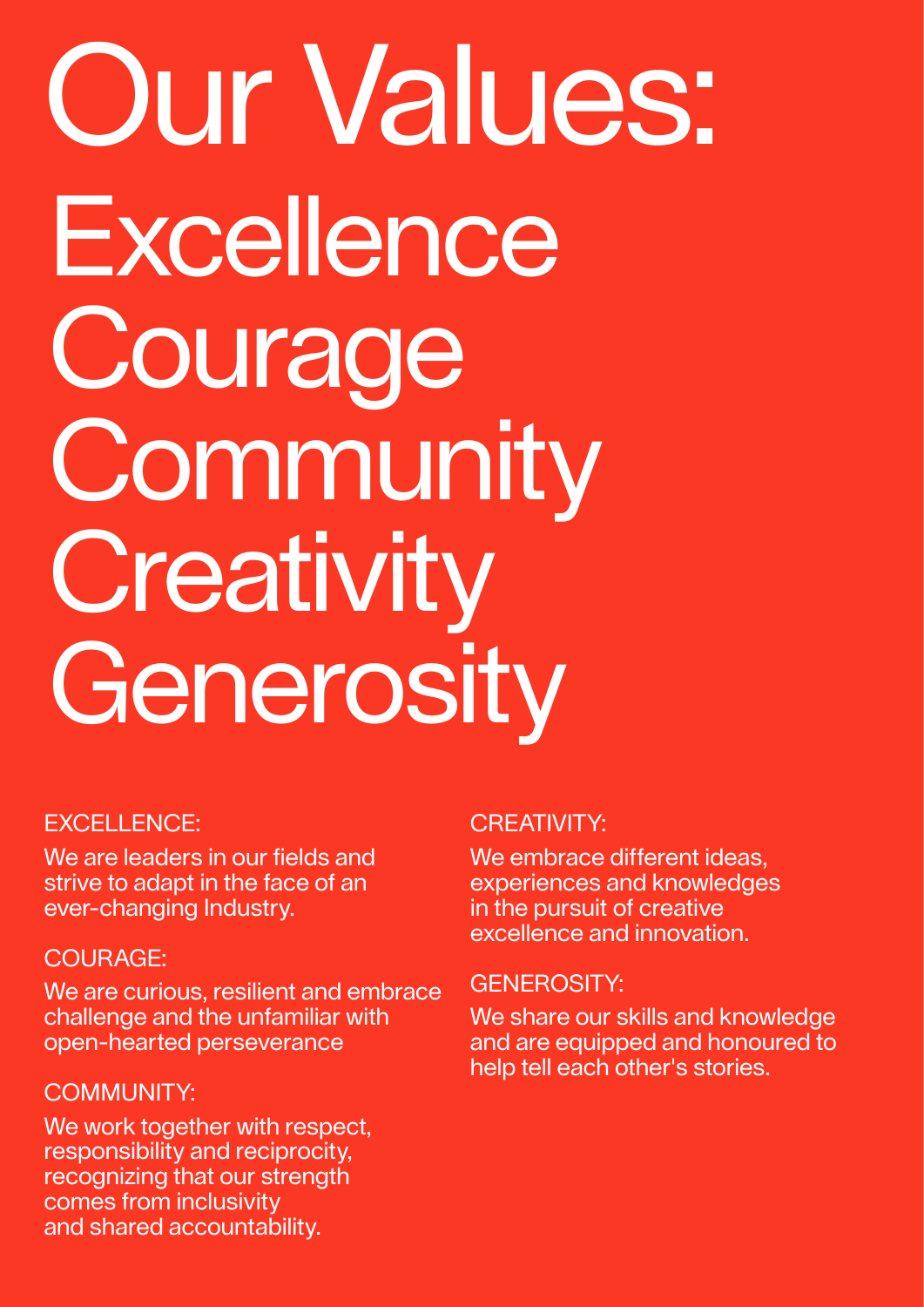# Our Values:

# Excellence
# Courage
# Community
# Creativity
# Generosity

EXCELLENCE:

We are leaders in our fields and strive to adapt in the face of an ever-changing Industry.

COURAGE:

We are curious, resilient and embrace challenge and the unfamiliar with open-hearted perseverance

COMMUNITY:

We work together with respect, responsibility and reciprocity, recognizing that our strength comes from inclusivity and shared accountability.

CREATIVITY:

We embrace different ideas, experiences and knowledges in the pursuit of creative excellence and innovation.

GENEROSITY:

We share our skills and knowledge and are equipped and honoured to help tell each other's stories.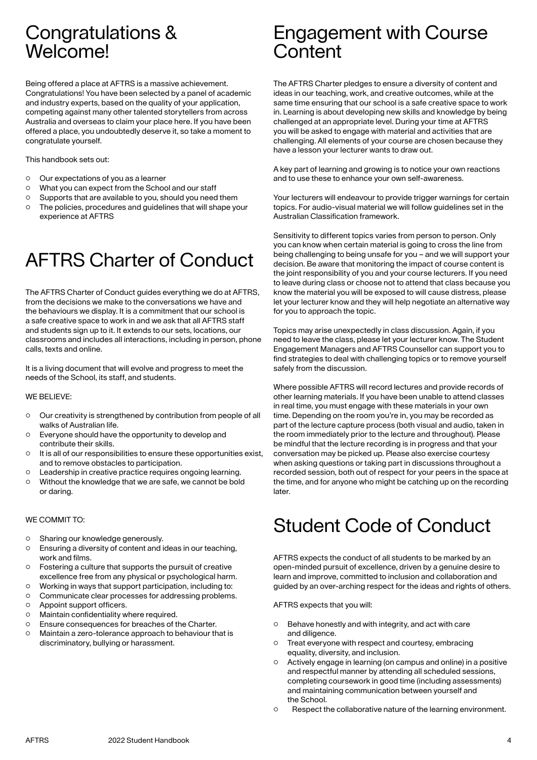# Congratulations & Welcome!

Being offered a place at AFTRS is a massive achievement. Congratulations! You have been selected by a panel of academic and industry experts, based on the quality of your application, competing against many other talented storytellers from across Australia and overseas to claim your place here. If you have been offered a place, you undoubtedly deserve it, so take a moment to congratulate yourself.

This handbook sets out:

- Our expectations of you as a learner
- What you can expect from the School and our staff
- Supports that are available to you, should you need them
- The policies, procedures and guidelines that will shape your experience at AFTRS

# AFTRS Charter of Conduct

The AFTRS Charter of Conduct guides everything we do at AFTRS, from the decisions we make to the conversations we have and the behaviours we display. It is a commitment that our school is a safe creative space to work in and we ask that all AFTRS staff and students sign up to it. It extends to our sets, locations, our classrooms and includes all interactions, including in person, phone calls, texts and online.

It is a living document that will evolve and progress to meet the needs of the School, its staff, and students.

WE BELIEVE:

- Our creativity is strengthened by contribution from people of all walks of Australian life.
- Everyone should have the opportunity to develop and contribute their skills.
- It is all of our responsibilities to ensure these opportunities exist, and to remove obstacles to participation.
- Leadership in creative practice requires ongoing learning.
- Without the knowledge that we are safe, we cannot be bold or daring.

WE COMMIT TO:

- Sharing our knowledge generously.
- Ensuring a diversity of content and ideas in our teaching, work and films.
- Fostering a culture that supports the pursuit of creative excellence free from any physical or psychological harm.
- Working in ways that support participation, including to:
- Communicate clear processes for addressing problems.
- Appoint support officers.
- Maintain confidentiality where required.
- Ensure consequences for breaches of the Charter.
- Maintain a zero-tolerance approach to behaviour that is discriminatory, bullying or harassment.

# Engagement with Course Content

The AFTRS Charter pledges to ensure a diversity of content and ideas in our teaching, work, and creative outcomes, while at the same time ensuring that our school is a safe creative space to work in. Learning is about developing new skills and knowledge by being challenged at an appropriate level. During your time at AFTRS you will be asked to engage with material and activities that are challenging. All elements of your course are chosen because they have a lesson your lecturer wants to draw out.

A key part of learning and growing is to notice your own reactions and to use these to enhance your own self-awareness.

Your lecturers will endeavour to provide trigger warnings for certain topics. For audio-visual material we will follow guidelines set in the Australian Classification framework.

Sensitivity to different topics varies from person to person. Only you can know when certain material is going to cross the line from being challenging to being unsafe for you – and we will support your decision. Be aware that monitoring the impact of course content is the joint responsibility of you and your course lecturers. If you need to leave during class or choose not to attend that class because you know the material you will be exposed to will cause distress, please let your lecturer know and they will help negotiate an alternative way for you to approach the topic.

Topics may arise unexpectedly in class discussion. Again, if you need to leave the class, please let your lecturer know. The Student Engagement Managers and AFTRS Counsellor can support you to find strategies to deal with challenging topics or to remove yourself safely from the discussion.

Where possible AFTRS will record lectures and provide records of other learning materials. If you have been unable to attend classes in real time, you must engage with these materials in your own time. Depending on the room you're in, you may be recorded as part of the lecture capture process (both visual and audio, taken in the room immediately prior to the lecture and throughout). Please be mindful that the lecture recording is in progress and that your conversation may be picked up. Please also exercise courtesy when asking questions or taking part in discussions throughout a recorded session, both out of respect for your peers in the space at the time, and for anyone who might be catching up on the recording later.

# Student Code of Conduct

AFTRS expects the conduct of all students to be marked by an open-minded pursuit of excellence, driven by a genuine desire to learn and improve, committed to inclusion and collaboration and guided by an over-arching respect for the ideas and rights of others.

AFTRS expects that you will:

- Behave honestly and with integrity, and act with care and diligence.
- Treat everyone with respect and courtesy, embracing equality, diversity, and inclusion.
- Actively engage in learning (on campus and online) in a positive and respectful manner by attending all scheduled sessions, completing coursework in good time (including assessments) and maintaining communication between yourself and the School.
- Respect the collaborative nature of the learning environment.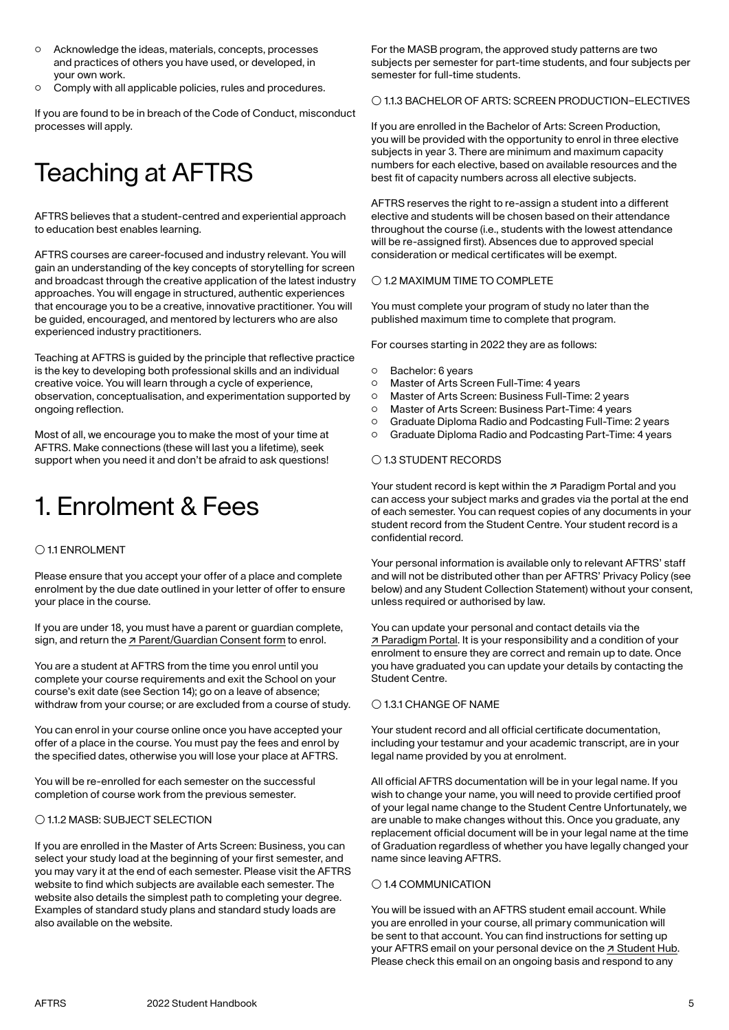- Acknowledge the ideas, materials, concepts, processes and practices of others you have used, or developed, in your own work.
- Comply with all applicable policies, rules and procedures.

If you are found to be in breach of the Code of Conduct, misconduct processes will apply.

# Teaching at AFTRS

AFTRS believes that a student-centred and experiential approach to education best enables learning.

AFTRS courses are career-focused and industry relevant. You will gain an understanding of the key concepts of storytelling for screen and broadcast through the creative application of the latest industry approaches. You will engage in structured, authentic experiences that encourage you to be a creative, innovative practitioner. You will be guided, encouraged, and mentored by lecturers who are also experienced industry practitioners.

Teaching at AFTRS is guided by the principle that reflective practice is the key to developing both professional skills and an individual creative voice. You will learn through a cycle of experience, observation, conceptualisation, and experimentation supported by ongoing reflection.

Most of all, we encourage you to make the most of your time at AFTRS. Make connections (these will last you a lifetime), seek support when you need it and don't be afraid to ask questions!

# 1. Enrolment & Fees

### ○ 1.1 ENROLMENT

Please ensure that you accept your offer of a place and complete enrolment by the due date outlined in your letter of offer to ensure your place in the course.

If you are under 18, you must have a parent or guardian complete, sign, and return the ↗ Parent/Guardian Consent form to enrol.

You are a student at AFTRS from the time you enrol until you complete your course requirements and exit the School on your course's exit date (see Section 14); go on a leave of absence; withdraw from your course; or are excluded from a course of study.

You can enrol in your course online once you have accepted your offer of a place in the course. You must pay the fees and enrol by the specified dates, otherwise you will lose your place at AFTRS.

You will be re-enrolled for each semester on the successful completion of course work from the previous semester.

### ○ 1.1.2 MASB: SUBJECT SELECTION

If you are enrolled in the Master of Arts Screen: Business, you can select your study load at the beginning of your first semester, and you may vary it at the end of each semester. Please visit the AFTRS website to find which subjects are available each semester. The website also details the simplest path to completing your degree. Examples of standard study plans and standard study loads are also available on the website.

For the MASB program, the approved study patterns are two subjects per semester for part-time students, and four subjects per semester for full-time students.

### ○ 1.1.3 BACHELOR OF ARTS: SCREEN PRODUCTION–ELECTIVES

If you are enrolled in the Bachelor of Arts: Screen Production, you will be provided with the opportunity to enrol in three elective subjects in year 3. There are minimum and maximum capacity numbers for each elective, based on available resources and the best fit of capacity numbers across all elective subjects.

AFTRS reserves the right to re-assign a student into a different elective and students will be chosen based on their attendance throughout the course (i.e., students with the lowest attendance will be re-assigned first). Absences due to approved special consideration or medical certificates will be exempt.

### ○ 1.2 MAXIMUM TIME TO COMPLETE

You must complete your program of study no later than the published maximum time to complete that program.

For courses starting in 2022 they are as follows:

- Bachelor: 6 years
- Master of Arts Screen Full-Time: 4 years
- Master of Arts Screen: Business Full-Time: 2 years
- Master of Arts Screen: Business Part-Time: 4 years
- Graduate Diploma Radio and Podcasting Full-Time: 2 years
- Graduate Diploma Radio and Podcasting Part-Time: 4 years

### ○ 1.3 STUDENT RECORDS

Your student record is kept within the ↗ Paradigm Portal and you can access your subject marks and grades via the portal at the end of each semester. You can request copies of any documents in your student record from the Student Centre. Your student record is a confidential record.

Your personal information is available only to relevant AFTRS' staff and will not be distributed other than per AFTRS' Privacy Policy (see below) and any Student Collection Statement) without your consent, unless required or authorised by law.

You can update your personal and contact details via the ↗ Paradigm Portal. It is your responsibility and a condition of your enrolment to ensure they are correct and remain up to date. Once you have graduated you can update your details by contacting the Student Centre.

### ○ 1.3.1 CHANGE OF NAME

Your student record and all official certificate documentation, including your testamur and your academic transcript, are in your legal name provided by you at enrolment.

All official AFTRS documentation will be in your legal name. If you wish to change your name, you will need to provide certified proof of your legal name change to the Student Centre Unfortunately, we are unable to make changes without this. Once you graduate, any replacement official document will be in your legal name at the time of Graduation regardless of whether you have legally changed your name since leaving AFTRS.

### ○ 1.4 COMMUNICATION

You will be issued with an AFTRS student email account. While you are enrolled in your course, all primary communication will be sent to that account. You can find instructions for setting up your AFTRS email on your personal device on the ↗ Student Hub. Please check this email on an ongoing basis and respond to any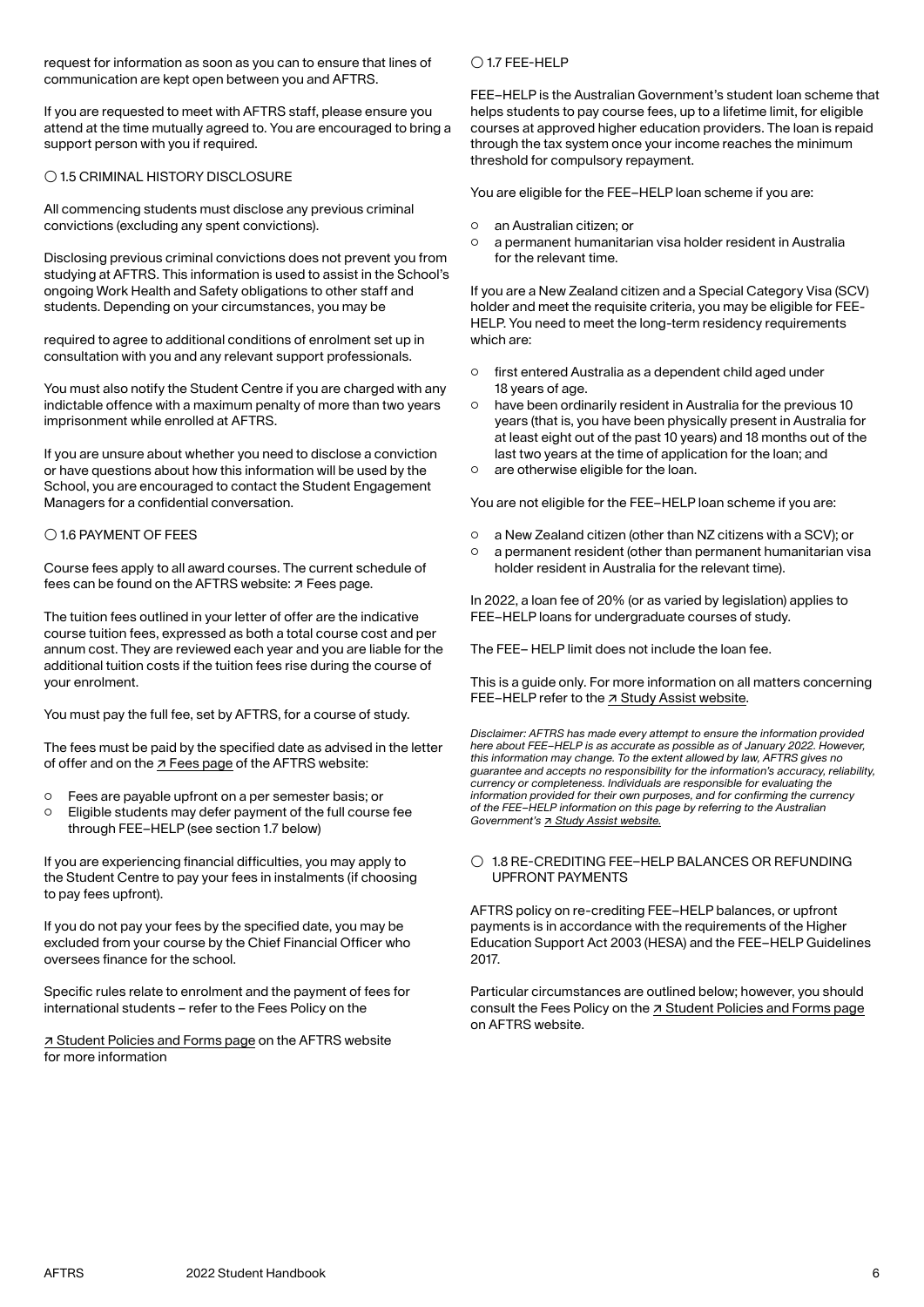request for information as soon as you can to ensure that lines of communication are kept open between you and AFTRS.

If you are requested to meet with AFTRS staff, please ensure you attend at the time mutually agreed to. You are encouraged to bring a support person with you if required.

### ○ 1.5 CRIMINAL HISTORY DISCLOSURE

All commencing students must disclose any previous criminal convictions (excluding any spent convictions).

Disclosing previous criminal convictions does not prevent you from studying at AFTRS. This information is used to assist in the School's ongoing Work Health and Safety obligations to other staff and students. Depending on your circumstances, you may be required to agree to additional conditions of enrolment set up in consultation with you and any relevant support professionals.

You must also notify the Student Centre if you are charged with any indictable offence with a maximum penalty of more than two years imprisonment while enrolled at AFTRS.

If you are unsure about whether you need to disclose a conviction or have questions about how this information will be used by the School, you are encouraged to contact the Student Engagement Managers for a confidential conversation.

### ○ 1.6 PAYMENT OF FEES

Course fees apply to all award courses. The current schedule of fees can be found on the AFTRS website: ↗ Fees page.

The tuition fees outlined in your letter of offer are the indicative course tuition fees, expressed as both a total course cost and per annum cost. They are reviewed each year and you are liable for the additional tuition costs if the tuition fees rise during the course of your enrolment.

You must pay the full fee, set by AFTRS, for a course of study.

The fees must be paid by the specified date as advised in the letter of offer and on the ↗ Fees page of the AFTRS website:

- Fees are payable upfront on a per semester basis; or
- Eligible students may defer payment of the full course fee through FEE–HELP (see section 1.7 below)

If you are experiencing financial difficulties, you may apply to the Student Centre to pay your fees in instalments (if choosing to pay fees upfront).

If you do not pay your fees by the specified date, you may be excluded from your course by the Chief Financial Officer who oversees finance for the school.

Specific rules relate to enrolment and the payment of fees for international students – refer to the Fees Policy on the ↗ Student Policies and Forms page on the AFTRS website for more information

### ○ 1.7 FEE-HELP

FEE–HELP is the Australian Government's student loan scheme that helps students to pay course fees, up to a lifetime limit, for eligible courses at approved higher education providers. The loan is repaid through the tax system once your income reaches the minimum threshold for compulsory repayment.

You are eligible for the FEE–HELP loan scheme if you are:

- an Australian citizen; or
- a permanent humanitarian visa holder resident in Australia for the relevant time.

If you are a New Zealand citizen and a Special Category Visa (SCV) holder and meet the requisite criteria, you may be eligible for FEE-HELP. You need to meet the long-term residency requirements which are:

- first entered Australia as a dependent child aged under 18 years of age.
- have been ordinarily resident in Australia for the previous 10 years (that is, you have been physically present in Australia for at least eight out of the past 10 years) and 18 months out of the last two years at the time of application for the loan; and
- are otherwise eligible for the loan.

You are not eligible for the FEE–HELP loan scheme if you are:

- a New Zealand citizen (other than NZ citizens with a SCV); or
- a permanent resident (other than permanent humanitarian visa holder resident in Australia for the relevant time).

In 2022, a loan fee of 20% (or as varied by legislation) applies to FEE–HELP loans for undergraduate courses of study.

The FEE– HELP limit does not include the loan fee.

This is a guide only. For more information on all matters concerning FEE–HELP refer to the ↗ Study Assist website.

*Disclaimer: AFTRS has made every attempt to ensure the information provided here about FEE–HELP is as accurate as possible as of January 2022. However, this information may change. To the extent allowed by law, AFTRS gives no guarantee and accepts no responsibility for the information's accuracy, reliability, currency or completeness. Individuals are responsible for evaluating the information provided for their own purposes, and for confirming the currency of the FEE–HELP information on this page by referring to the Australian Government's ↗ Study Assist website.*

### ○ 1.8 RE-CREDITING FEE–HELP BALANCES OR REFUNDING UPFRONT PAYMENTS

AFTRS policy on re-crediting FEE–HELP balances, or upfront payments is in accordance with the requirements of the Higher Education Support Act 2003 (HESA) and the FEE–HELP Guidelines 2017.

Particular circumstances are outlined below; however, you should consult the Fees Policy on the ↗ Student Policies and Forms page on AFTRS website.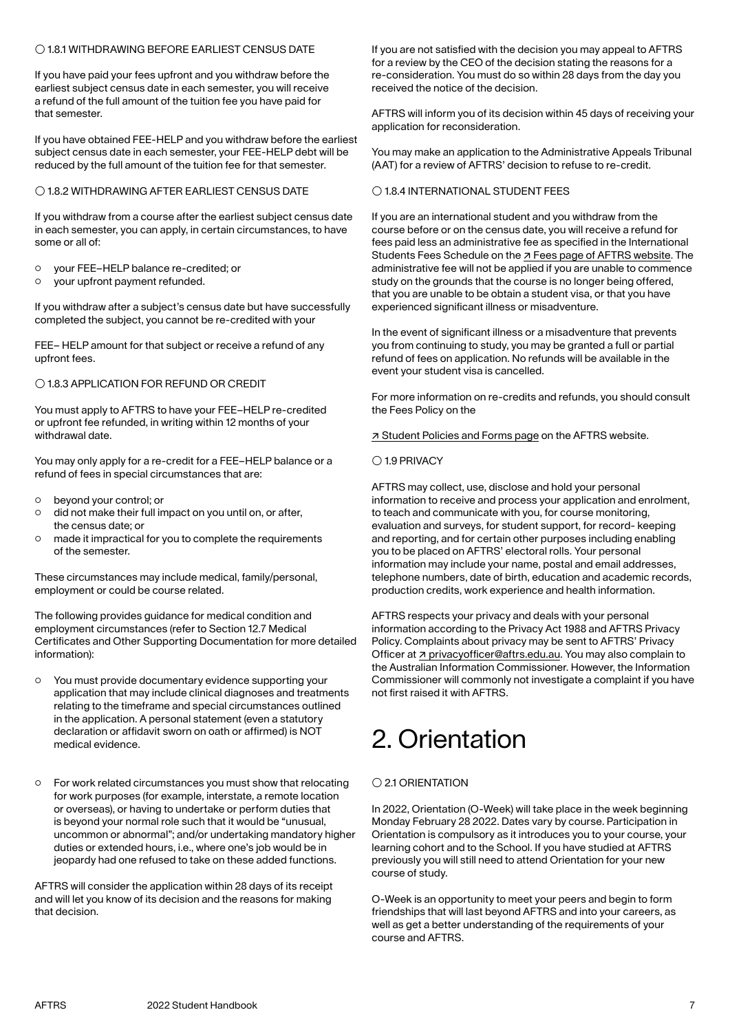### ○ 1.8.1 WITHDRAWING BEFORE EARLIEST CENSUS DATE

If you have paid your fees upfront and you withdraw before the earliest subject census date in each semester, you will receive a refund of the full amount of the tuition fee you have paid for that semester.

If you have obtained FEE-HELP and you withdraw before the earliest subject census date in each semester, your FEE-HELP debt will be reduced by the full amount of the tuition fee for that semester.

### ○ 1.8.2 WITHDRAWING AFTER EARLIEST CENSUS DATE

If you withdraw from a course after the earliest subject census date in each semester, you can apply, in certain circumstances, to have some or all of:

- your FEE–HELP balance re-credited; or
- your upfront payment refunded.

If you withdraw after a subject's census date but have successfully completed the subject, you cannot be re-credited with your

FEE– HELP amount for that subject or receive a refund of any upfront fees.

### ○ 1.8.3 APPLICATION FOR REFUND OR CREDIT

You must apply to AFTRS to have your FEE–HELP re-credited or upfront fee refunded, in writing within 12 months of your withdrawal date.

You may only apply for a re-credit for a FEE–HELP balance or a refund of fees in special circumstances that are:

- beyond your control; or
- did not make their full impact on you until on, or after, the census date; or
- made it impractical for you to complete the requirements of the semester.

These circumstances may include medical, family/personal, employment or could be course related.

The following provides guidance for medical condition and employment circumstances (refer to Section 12.7 Medical Certificates and Other Supporting Documentation for more detailed information):

- You must provide documentary evidence supporting your application that may include clinical diagnoses and treatments relating to the timeframe and special circumstances outlined in the application. A personal statement (even a statutory declaration or affidavit sworn on oath or affirmed) is NOT medical evidence.

- For work related circumstances you must show that relocating for work purposes (for example, interstate, a remote location or overseas), or having to undertake or perform duties that is beyond your normal role such that it would be "unusual, uncommon or abnormal"; and/or undertaking mandatory higher duties or extended hours, i.e., where one's job would be in jeopardy had one refused to take on these added functions.

AFTRS will consider the application within 28 days of its receipt and will let you know of its decision and the reasons for making that decision.

If you are not satisfied with the decision you may appeal to AFTRS for a review by the CEO of the decision stating the reasons for a re-consideration. You must do so within 28 days from the day you received the notice of the decision.

AFTRS will inform you of its decision within 45 days of receiving your application for reconsideration.

You may make an application to the Administrative Appeals Tribunal (AAT) for a review of AFTRS' decision to refuse to re-credit.

### ○ 1.8.4 INTERNATIONAL STUDENT FEES

If you are an international student and you withdraw from the course before or on the census date, you will receive a refund for fees paid less an administrative fee as specified in the International Students Fees Schedule on the ↗ Fees page of AFTRS website. The administrative fee will not be applied if you are unable to commence study on the grounds that the course is no longer being offered, that you are unable to be obtain a student visa, or that you have experienced significant illness or misadventure.

In the event of significant illness or a misadventure that prevents you from continuing to study, you may be granted a full or partial refund of fees on application. No refunds will be available in the event your student visa is cancelled.

For more information on re-credits and refunds, you should consult the Fees Policy on the

↗ Student Policies and Forms page on the AFTRS website.

### ○ 1.9 PRIVACY

AFTRS may collect, use, disclose and hold your personal information to receive and process your application and enrolment, to teach and communicate with you, for course monitoring, evaluation and surveys, for student support, for record- keeping and reporting, and for certain other purposes including enabling you to be placed on AFTRS' electoral rolls. Your personal information may include your name, postal and email addresses, telephone numbers, date of birth, education and academic records, production credits, work experience and health information.

AFTRS respects your privacy and deals with your personal information according to the Privacy Act 1988 and AFTRS Privacy Policy. Complaints about privacy may be sent to AFTRS' Privacy Officer at ↗ privacyofficer@aftrs.edu.au. You may also complain to the Australian Information Commissioner. However, the Information Commissioner will commonly not investigate a complaint if you have not first raised it with AFTRS.

# 2. Orientation

### ○ 2.1 ORIENTATION

In 2022, Orientation (O-Week) will take place in the week beginning Monday February 28 2022. Dates vary by course. Participation in Orientation is compulsory as it introduces you to your course, your learning cohort and to the School. If you have studied at AFTRS previously you will still need to attend Orientation for your new course of study.

O-Week is an opportunity to meet your peers and begin to form friendships that will last beyond AFTRS and into your careers, as well as get a better understanding of the requirements of your course and AFTRS.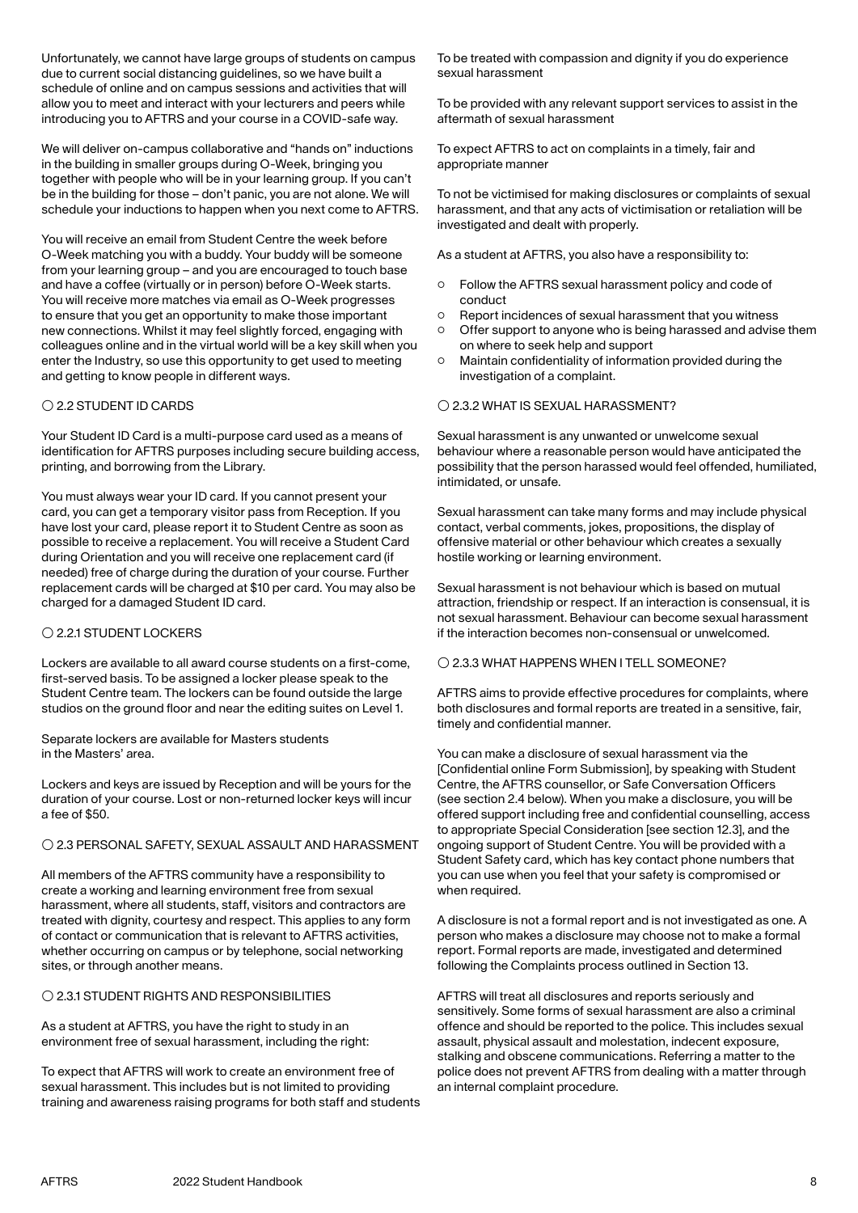Unfortunately, we cannot have large groups of students on campus due to current social distancing guidelines, so we have built a schedule of online and on campus sessions and activities that will allow you to meet and interact with your lecturers and peers while introducing you to AFTRS and your course in a COVID-safe way.

We will deliver on-campus collaborative and "hands on" inductions in the building in smaller groups during O-Week, bringing you together with people who will be in your learning group. If you can't be in the building for those – don't panic, you are not alone. We will schedule your inductions to happen when you next come to AFTRS.

You will receive an email from Student Centre the week before O-Week matching you with a buddy. Your buddy will be someone from your learning group – and you are encouraged to touch base and have a coffee (virtually or in person) before O-Week starts. You will receive more matches via email as O-Week progresses to ensure that you get an opportunity to make those important new connections. Whilst it may feel slightly forced, engaging with colleagues online and in the virtual world will be a key skill when you enter the Industry, so use this opportunity to get used to meeting and getting to know people in different ways.

### ○ 2.2 STUDENT ID CARDS

Your Student ID Card is a multi-purpose card used as a means of identification for AFTRS purposes including secure building access, printing, and borrowing from the Library.

You must always wear your ID card. If you cannot present your card, you can get a temporary visitor pass from Reception. If you have lost your card, please report it to Student Centre as soon as possible to receive a replacement. You will receive a Student Card during Orientation and you will receive one replacement card (if needed) free of charge during the duration of your course. Further replacement cards will be charged at $10 per card. You may also be charged for a damaged Student ID card.

### ○ 2.2.1 STUDENT LOCKERS

Lockers are available to all award course students on a first-come, first-served basis. To be assigned a locker please speak to the Student Centre team. The lockers can be found outside the large studios on the ground floor and near the editing suites on Level 1.

Separate lockers are available for Masters students in the Masters' area.

Lockers and keys are issued by Reception and will be yours for the duration of your course. Lost or non-returned locker keys will incur a fee of $50.

### ○ 2.3 PERSONAL SAFETY, SEXUAL ASSAULT AND HARASSMENT

All members of the AFTRS community have a responsibility to create a working and learning environment free from sexual harassment, where all students, staff, visitors and contractors are treated with dignity, courtesy and respect. This applies to any form of contact or communication that is relevant to AFTRS activities, whether occurring on campus or by telephone, social networking sites, or through another means.

### ○ 2.3.1 STUDENT RIGHTS AND RESPONSIBILITIES

As a student at AFTRS, you have the right to study in an environment free of sexual harassment, including the right:

To expect that AFTRS will work to create an environment free of sexual harassment. This includes but is not limited to providing training and awareness raising programs for both staff and students

To be treated with compassion and dignity if you do experience sexual harassment

To be provided with any relevant support services to assist in the aftermath of sexual harassment

To expect AFTRS to act on complaints in a timely, fair and appropriate manner

To not be victimised for making disclosures or complaints of sexual harassment, and that any acts of victimisation or retaliation will be investigated and dealt with properly.

As a student at AFTRS, you also have a responsibility to:

- Follow the AFTRS sexual harassment policy and code of conduct
- Report incidences of sexual harassment that you witness
- Offer support to anyone who is being harassed and advise them on where to seek help and support
- Maintain confidentiality of information provided during the investigation of a complaint.

### ○ 2.3.2 WHAT IS SEXUAL HARASSMENT?

Sexual harassment is any unwanted or unwelcome sexual behaviour where a reasonable person would have anticipated the possibility that the person harassed would feel offended, humiliated, intimidated, or unsafe.

Sexual harassment can take many forms and may include physical contact, verbal comments, jokes, propositions, the display of offensive material or other behaviour which creates a sexually hostile working or learning environment.

Sexual harassment is not behaviour which is based on mutual attraction, friendship or respect. If an interaction is consensual, it is not sexual harassment. Behaviour can become sexual harassment if the interaction becomes non-consensual or unwelcomed.

### ○ 2.3.3 WHAT HAPPENS WHEN I TELL SOMEONE?

AFTRS aims to provide effective procedures for complaints, where both disclosures and formal reports are treated in a sensitive, fair, timely and confidential manner.

You can make a disclosure of sexual harassment via the [Confidential online Form Submission], by speaking with Student Centre, the AFTRS counsellor, or Safe Conversation Officers (see section 2.4 below). When you make a disclosure, you will be offered support including free and confidential counselling, access to appropriate Special Consideration [see section 12.3], and the ongoing support of Student Centre. You will be provided with a Student Safety card, which has key contact phone numbers that you can use when you feel that your safety is compromised or when required.

A disclosure is not a formal report and is not investigated as one. A person who makes a disclosure may choose not to make a formal report. Formal reports are made, investigated and determined following the Complaints process outlined in Section 13.

AFTRS will treat all disclosures and reports seriously and sensitively. Some forms of sexual harassment are also a criminal offence and should be reported to the police. This includes sexual assault, physical assault and molestation, indecent exposure, stalking and obscene communications. Referring a matter to the police does not prevent AFTRS from dealing with a matter through an internal complaint procedure.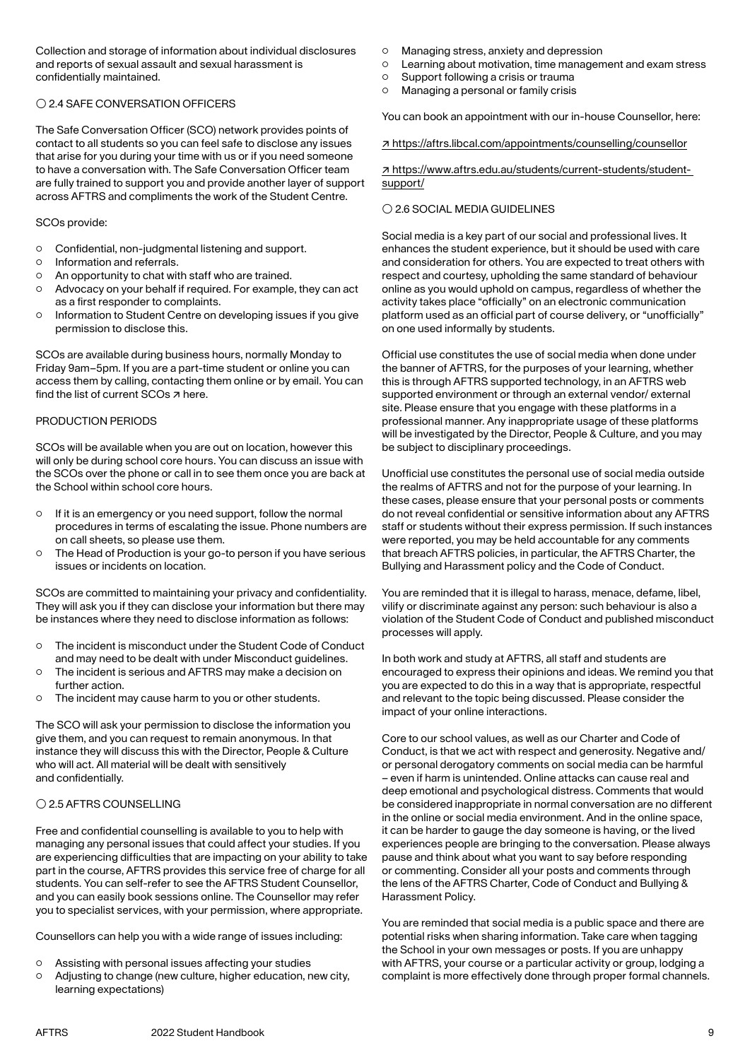Collection and storage of information about individual disclosures and reports of sexual assault and sexual harassment is confidentially maintained.

## ○ 2.4 SAFE CONVERSATION OFFICERS

The Safe Conversation Officer (SCO) network provides points of contact to all students so you can feel safe to disclose any issues that arise for you during your time with us or if you need someone to have a conversation with. The Safe Conversation Officer team are fully trained to support you and provide another layer of support across AFTRS and compliments the work of the Student Centre.

SCOs provide:

- Confidential, non-judgmental listening and support.
- Information and referrals.
- An opportunity to chat with staff who are trained.
- Advocacy on your behalf if required. For example, they can act as a first responder to complaints.
- Information to Student Centre on developing issues if you give permission to disclose this.

SCOs are available during business hours, normally Monday to Friday 9am–5pm. If you are a part-time student or online you can access them by calling, contacting them online or by email. You can find the list of current SCOs ↗ here.

### PRODUCTION PERIODS

SCOs will be available when you are out on location, however this will only be during school core hours. You can discuss an issue with the SCOs over the phone or call in to see them once you are back at the School within school core hours.

- If it is an emergency or you need support, follow the normal procedures in terms of escalating the issue. Phone numbers are on call sheets, so please use them.
- The Head of Production is your go-to person if you have serious issues or incidents on location.

SCOs are committed to maintaining your privacy and confidentiality. They will ask you if they can disclose your information but there may be instances where they need to disclose information as follows:

- The incident is misconduct under the Student Code of Conduct and may need to be dealt with under Misconduct guidelines.
- The incident is serious and AFTRS may make a decision on further action.
- The incident may cause harm to you or other students.

The SCO will ask your permission to disclose the information you give them, and you can request to remain anonymous. In that instance they will discuss this with the Director, People & Culture who will act. All material will be dealt with sensitively and confidentially.

## ○ 2.5 AFTRS COUNSELLING

Free and confidential counselling is available to you to help with managing any personal issues that could affect your studies. If you are experiencing difficulties that are impacting on your ability to take part in the course, AFTRS provides this service free of charge for all students. You can self-refer to see the AFTRS Student Counsellor, and you can easily book sessions online. The Counsellor may refer you to specialist services, with your permission, where appropriate.

Counsellors can help you with a wide range of issues including:

- Assisting with personal issues affecting your studies
- Adjusting to change (new culture, higher education, new city, learning expectations)
- Managing stress, anxiety and depression
- Learning about motivation, time management and exam stress
- Support following a crisis or trauma
- Managing a personal or family crisis

You can book an appointment with our in-house Counsellor, here:

↗ https://aftrs.libcal.com/appointments/counselling/counsellor

↗ https://www.aftrs.edu.au/students/current-students/student-support/

## ○ 2.6 SOCIAL MEDIA GUIDELINES

Social media is a key part of our social and professional lives. It enhances the student experience, but it should be used with care and consideration for others. You are expected to treat others with respect and courtesy, upholding the same standard of behaviour online as you would uphold on campus, regardless of whether the activity takes place "officially" on an electronic communication platform used as an official part of course delivery, or "unofficially" on one used informally by students.

Official use constitutes the use of social media when done under the banner of AFTRS, for the purposes of your learning, whether this is through AFTRS supported technology, in an AFTRS web supported environment or through an external vendor/ external site. Please ensure that you engage with these platforms in a professional manner. Any inappropriate usage of these platforms will be investigated by the Director, People & Culture, and you may be subject to disciplinary proceedings.

Unofficial use constitutes the personal use of social media outside the realms of AFTRS and not for the purpose of your learning. In these cases, please ensure that your personal posts or comments do not reveal confidential or sensitive information about any AFTRS staff or students without their express permission. If such instances were reported, you may be held accountable for any comments that breach AFTRS policies, in particular, the AFTRS Charter, the Bullying and Harassment policy and the Code of Conduct.

You are reminded that it is illegal to harass, menace, defame, libel, vilify or discriminate against any person: such behaviour is also a violation of the Student Code of Conduct and published misconduct processes will apply.

In both work and study at AFTRS, all staff and students are encouraged to express their opinions and ideas. We remind you that you are expected to do this in a way that is appropriate, respectful and relevant to the topic being discussed. Please consider the impact of your online interactions.

Core to our school values, as well as our Charter and Code of Conduct, is that we act with respect and generosity. Negative and/or personal derogatory comments on social media can be harmful – even if harm is unintended. Online attacks can cause real and deep emotional and psychological distress. Comments that would be considered inappropriate in normal conversation are no different in the online or social media environment. And in the online space, it can be harder to gauge the day someone is having, or the lived experiences people are bringing to the conversation. Please always pause and think about what you want to say before responding or commenting. Consider all your posts and comments through the lens of the AFTRS Charter, Code of Conduct and Bullying & Harassment Policy.

You are reminded that social media is a public space and there are potential risks when sharing information. Take care when tagging the School in your own messages or posts. If you are unhappy with AFTRS, your course or a particular activity or group, lodging a complaint is more effectively done through proper formal channels.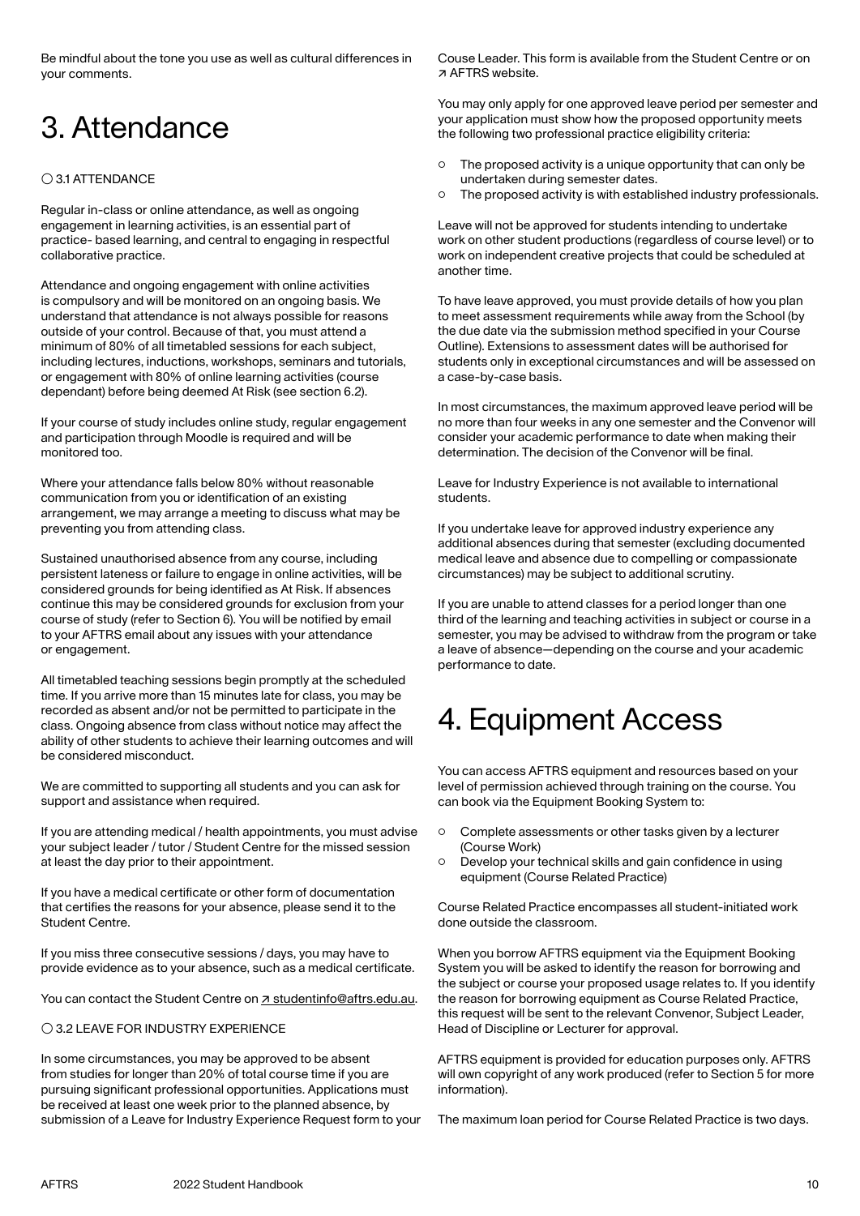Be mindful about the tone you use as well as cultural differences in your comments.

# 3. Attendance

### ○ 3.1 ATTENDANCE

Regular in-class or online attendance, as well as ongoing engagement in learning activities, is an essential part of practice- based learning, and central to engaging in respectful collaborative practice.

Attendance and ongoing engagement with online activities is compulsory and will be monitored on an ongoing basis. We understand that attendance is not always possible for reasons outside of your control. Because of that, you must attend a minimum of 80% of all timetabled sessions for each subject, including lectures, inductions, workshops, seminars and tutorials, or engagement with 80% of online learning activities (course dependant) before being deemed At Risk (see section 6.2).

If your course of study includes online study, regular engagement and participation through Moodle is required and will be monitored too.

Where your attendance falls below 80% without reasonable communication from you or identification of an existing arrangement, we may arrange a meeting to discuss what may be preventing you from attending class.

Sustained unauthorised absence from any course, including persistent lateness or failure to engage in online activities, will be considered grounds for being identified as At Risk. If absences continue this may be considered grounds for exclusion from your course of study (refer to Section 6). You will be notified by email to your AFTRS email about any issues with your attendance or engagement.

All timetabled teaching sessions begin promptly at the scheduled time. If you arrive more than 15 minutes late for class, you may be recorded as absent and/or not be permitted to participate in the class. Ongoing absence from class without notice may affect the ability of other students to achieve their learning outcomes and will be considered misconduct.

We are committed to supporting all students and you can ask for support and assistance when required.

If you are attending medical / health appointments, you must advise your subject leader / tutor / Student Centre for the missed session at least the day prior to their appointment.

If you have a medical certificate or other form of documentation that certifies the reasons for your absence, please send it to the Student Centre.

If you miss three consecutive sessions / days, you may have to provide evidence as to your absence, such as a medical certificate.

You can contact the Student Centre on ↗ studentinfo@aftrs.edu.au.

### ○ 3.2 LEAVE FOR INDUSTRY EXPERIENCE

In some circumstances, you may be approved to be absent from studies for longer than 20% of total course time if you are pursuing significant professional opportunities. Applications must be received at least one week prior to the planned absence, by submission of a Leave for Industry Experience Request form to your Couse Leader. This form is available from the Student Centre or on ↗ AFTRS website.

You may only apply for one approved leave period per semester and your application must show how the proposed opportunity meets the following two professional practice eligibility criteria:

- The proposed activity is a unique opportunity that can only be undertaken during semester dates.
- The proposed activity is with established industry professionals.

Leave will not be approved for students intending to undertake work on other student productions (regardless of course level) or to work on independent creative projects that could be scheduled at another time.

To have leave approved, you must provide details of how you plan to meet assessment requirements while away from the School (by the due date via the submission method specified in your Course Outline). Extensions to assessment dates will be authorised for students only in exceptional circumstances and will be assessed on a case-by-case basis.

In most circumstances, the maximum approved leave period will be no more than four weeks in any one semester and the Convenor will consider your academic performance to date when making their determination. The decision of the Convenor will be final.

Leave for Industry Experience is not available to international students.

If you undertake leave for approved industry experience any additional absences during that semester (excluding documented medical leave and absence due to compelling or compassionate circumstances) may be subject to additional scrutiny.

If you are unable to attend classes for a period longer than one third of the learning and teaching activities in subject or course in a semester, you may be advised to withdraw from the program or take a leave of absence—depending on the course and your academic performance to date.

# 4. Equipment Access

You can access AFTRS equipment and resources based on your level of permission achieved through training on the course. You can book via the Equipment Booking System to:

- Complete assessments or other tasks given by a lecturer (Course Work)
- Develop your technical skills and gain confidence in using equipment (Course Related Practice)

Course Related Practice encompasses all student-initiated work done outside the classroom.

When you borrow AFTRS equipment via the Equipment Booking System you will be asked to identify the reason for borrowing and the subject or course your proposed usage relates to. If you identify the reason for borrowing equipment as Course Related Practice, this request will be sent to the relevant Convenor, Subject Leader, Head of Discipline or Lecturer for approval.

AFTRS equipment is provided for education purposes only. AFTRS will own copyright of any work produced (refer to Section 5 for more information).

The maximum loan period for Course Related Practice is two days.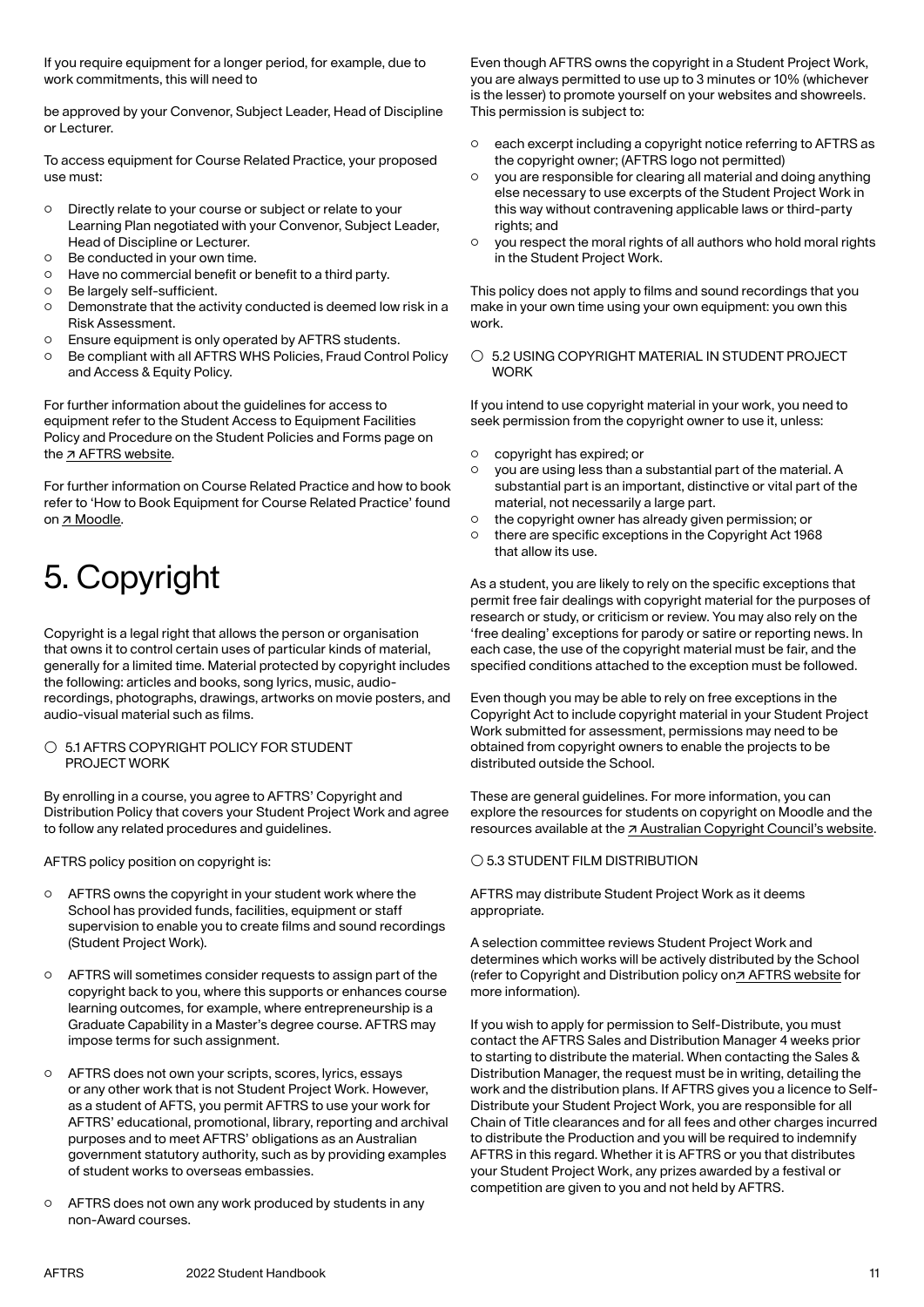If you require equipment for a longer period, for example, due to work commitments, this will need to

be approved by your Convenor, Subject Leader, Head of Discipline or Lecturer.

To access equipment for Course Related Practice, your proposed use must:

- Directly relate to your course or subject or relate to your Learning Plan negotiated with your Convenor, Subject Leader, Head of Discipline or Lecturer.
- Be conducted in your own time.
- Have no commercial benefit or benefit to a third party.
- Be largely self-sufficient.
- Demonstrate that the activity conducted is deemed low risk in a Risk Assessment.
- Ensure equipment is only operated by AFTRS students.
- Be compliant with all AFTRS WHS Policies, Fraud Control Policy and Access & Equity Policy.

For further information about the guidelines for access to equipment refer to the Student Access to Equipment Facilities Policy and Procedure on the Student Policies and Forms page on the ↗ AFTRS website.

For further information on Course Related Practice and how to book refer to 'How to Book Equipment for Course Related Practice' found on ↗ Moodle.

# 5. Copyright

Copyright is a legal right that allows the person or organisation that owns it to control certain uses of particular kinds of material, generally for a limited time. Material protected by copyright includes the following: articles and books, song lyrics, music, audio-recordings, photographs, drawings, artworks on movie posters, and audio-visual material such as films.

### 5.1 AFTRS COPYRIGHT POLICY FOR STUDENT PROJECT WORK

By enrolling in a course, you agree to AFTRS' Copyright and Distribution Policy that covers your Student Project Work and agree to follow any related procedures and guidelines.

AFTRS policy position on copyright is:

- AFTRS owns the copyright in your student work where the School has provided funds, facilities, equipment or staff supervision to enable you to create films and sound recordings (Student Project Work).
- AFTRS will sometimes consider requests to assign part of the copyright back to you, where this supports or enhances course learning outcomes, for example, where entrepreneurship is a Graduate Capability in a Master's degree course. AFTRS may impose terms for such assignment.
- AFTRS does not own your scripts, scores, lyrics, essays or any other work that is not Student Project Work. However, as a student of AFTS, you permit AFTRS to use your work for AFTRS' educational, promotional, library, reporting and archival purposes and to meet AFTRS' obligations as an Australian government statutory authority, such as by providing examples of student works to overseas embassies.
- AFTRS does not own any work produced by students in any non-Award courses.

Even though AFTRS owns the copyright in a Student Project Work, you are always permitted to use up to 3 minutes or 10% (whichever is the lesser) to promote yourself on your websites and showreels. This permission is subject to:

- each excerpt including a copyright notice referring to AFTRS as the copyright owner; (AFTRS logo not permitted)
- you are responsible for clearing all material and doing anything else necessary to use excerpts of the Student Project Work in this way without contravening applicable laws or third-party rights; and
- you respect the moral rights of all authors who hold moral rights in the Student Project Work.

This policy does not apply to films and sound recordings that you make in your own time using your own equipment: you own this work.

### 5.2 USING COPYRIGHT MATERIAL IN STUDENT PROJECT WORK

If you intend to use copyright material in your work, you need to seek permission from the copyright owner to use it, unless:

- copyright has expired; or
- you are using less than a substantial part of the material. A substantial part is an important, distinctive or vital part of the material, not necessarily a large part.
- the copyright owner has already given permission; or
- there are specific exceptions in the Copyright Act 1968 that allow its use.

As a student, you are likely to rely on the specific exceptions that permit free fair dealings with copyright material for the purposes of research or study, or criticism or review. You may also rely on the 'free dealing' exceptions for parody or satire or reporting news. In each case, the use of the copyright material must be fair, and the specified conditions attached to the exception must be followed.

Even though you may be able to rely on free exceptions in the Copyright Act to include copyright material in your Student Project Work submitted for assessment, permissions may need to be obtained from copyright owners to enable the projects to be distributed outside the School.

These are general guidelines. For more information, you can explore the resources for students on copyright on Moodle and the resources available at the ↗ Australian Copyright Council's website.

### 5.3 STUDENT FILM DISTRIBUTION

AFTRS may distribute Student Project Work as it deems appropriate.

A selection committee reviews Student Project Work and determines which works will be actively distributed by the School (refer to Copyright and Distribution policy on ↗ AFTRS website for more information).

If you wish to apply for permission to Self-Distribute, you must contact the AFTRS Sales and Distribution Manager 4 weeks prior to starting to distribute the material. When contacting the Sales & Distribution Manager, the request must be in writing, detailing the work and the distribution plans. If AFTRS gives you a licence to Self-Distribute your Student Project Work, you are responsible for all Chain of Title clearances and for all fees and other charges incurred to distribute the Production and you will be required to indemnify AFTRS in this regard. Whether it is AFTRS or you that distributes your Student Project Work, any prizes awarded by a festival or competition are given to you and not held by AFTRS.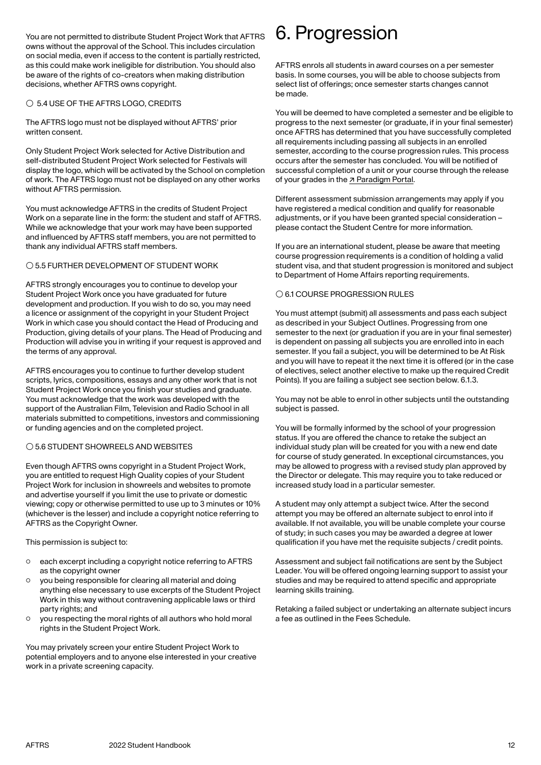You are not permitted to distribute Student Project Work that AFTRS owns without the approval of the School. This includes circulation on social media, even if access to the content is partially restricted, as this could make work ineligible for distribution. You should also be aware of the rights of co-creators when making distribution decisions, whether AFTRS owns copyright.

### ○ 5.4 USE OF THE AFTRS LOGO, CREDITS

The AFTRS logo must not be displayed without AFTRS' prior written consent.

Only Student Project Work selected for Active Distribution and self-distributed Student Project Work selected for Festivals will display the logo, which will be activated by the School on completion of work. The AFTRS logo must not be displayed on any other works without AFTRS permission.

You must acknowledge AFTRS in the credits of Student Project Work on a separate line in the form: the student and staff of AFTRS. While we acknowledge that your work may have been supported and influenced by AFTRS staff members, you are not permitted to thank any individual AFTRS staff members.

### ○ 5.5 FURTHER DEVELOPMENT OF STUDENT WORK

AFTRS strongly encourages you to continue to develop your Student Project Work once you have graduated for future development and production. If you wish to do so, you may need a licence or assignment of the copyright in your Student Project Work in which case you should contact the Head of Producing and Production, giving details of your plans. The Head of Producing and Production will advise you in writing if your request is approved and the terms of any approval.

AFTRS encourages you to continue to further develop student scripts, lyrics, compositions, essays and any other work that is not Student Project Work once you finish your studies and graduate. You must acknowledge that the work was developed with the support of the Australian Film, Television and Radio School in all materials submitted to competitions, investors and commissioning or funding agencies and on the completed project.

### ○ 5.6 STUDENT SHOWREELS AND WEBSITES

Even though AFTRS owns copyright in a Student Project Work, you are entitled to request High Quality copies of your Student Project Work for inclusion in showreels and websites to promote and advertise yourself if you limit the use to private or domestic viewing; copy or otherwise permitted to use up to 3 minutes or 10% (whichever is the lesser) and include a copyright notice referring to AFTRS as the Copyright Owner.

This permission is subject to:

- each excerpt including a copyright notice referring to AFTRS as the copyright owner
- you being responsible for clearing all material and doing anything else necessary to use excerpts of the Student Project Work in this way without contravening applicable laws or third party rights; and
- you respecting the moral rights of all authors who hold moral rights in the Student Project Work.

You may privately screen your entire Student Project Work to potential employers and to anyone else interested in your creative work in a private screening capacity.

# 6. Progression

AFTRS enrols all students in award courses on a per semester basis. In some courses, you will be able to choose subjects from select list of offerings; once semester starts changes cannot be made.

You will be deemed to have completed a semester and be eligible to progress to the next semester (or graduate, if in your final semester) once AFTRS has determined that you have successfully completed all requirements including passing all subjects in an enrolled semester, according to the course progression rules. This process occurs after the semester has concluded. You will be notified of successful completion of a unit or your course through the release of your grades in the ↗ Paradigm Portal.

Different assessment submission arrangements may apply if you have registered a medical condition and qualify for reasonable adjustments, or if you have been granted special consideration – please contact the Student Centre for more information.

If you are an international student, please be aware that meeting course progression requirements is a condition of holding a valid student visa, and that student progression is monitored and subject to Department of Home Affairs reporting requirements.

### ○ 6.1 COURSE PROGRESSION RULES

You must attempt (submit) all assessments and pass each subject as described in your Subject Outlines. Progressing from one semester to the next (or graduation if you are in your final semester) is dependent on passing all subjects you are enrolled into in each semester. If you fail a subject, you will be determined to be At Risk and you will have to repeat it the next time it is offered (or in the case of electives, select another elective to make up the required Credit Points). If you are failing a subject see section below. 6.1.3.

You may not be able to enrol in other subjects until the outstanding subject is passed.

You will be formally informed by the school of your progression status. If you are offered the chance to retake the subject an individual study plan will be created for you with a new end date for course of study generated. In exceptional circumstances, you may be allowed to progress with a revised study plan approved by the Director or delegate. This may require you to take reduced or increased study load in a particular semester.

A student may only attempt a subject twice. After the second attempt you may be offered an alternate subject to enrol into if available. If not available, you will be unable complete your course of study; in such cases you may be awarded a degree at lower qualification if you have met the requisite subjects / credit points.

Assessment and subject fail notifications are sent by the Subject Leader. You will be offered ongoing learning support to assist your studies and may be required to attend specific and appropriate learning skills training.

Retaking a failed subject or undertaking an alternate subject incurs a fee as outlined in the Fees Schedule.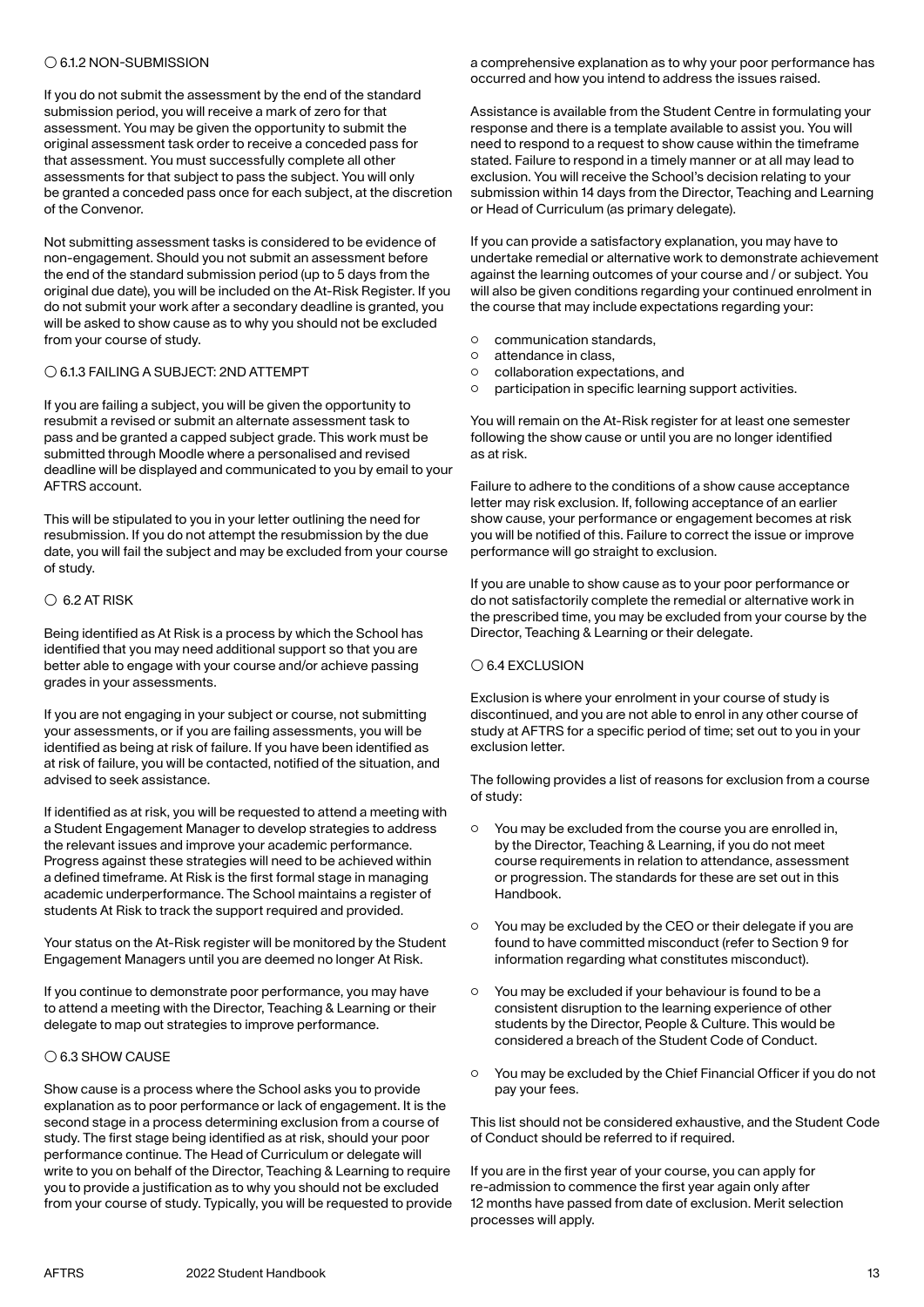### ○ 6.1.2 NON-SUBMISSION

If you do not submit the assessment by the end of the standard submission period, you will receive a mark of zero for that assessment. You may be given the opportunity to submit the original assessment task order to receive a conceded pass for that assessment. You must successfully complete all other assessments for that subject to pass the subject. You will only be granted a conceded pass once for each subject, at the discretion of the Convenor.

Not submitting assessment tasks is considered to be evidence of non-engagement. Should you not submit an assessment before the end of the standard submission period (up to 5 days from the original due date), you will be included on the At-Risk Register. If you do not submit your work after a secondary deadline is granted, you will be asked to show cause as to why you should not be excluded from your course of study.

### ○ 6.1.3 FAILING A SUBJECT: 2ND ATTEMPT

If you are failing a subject, you will be given the opportunity to resubmit a revised or submit an alternate assessment task to pass and be granted a capped subject grade. This work must be submitted through Moodle where a personalised and revised deadline will be displayed and communicated to you by email to your AFTRS account.

This will be stipulated to you in your letter outlining the need for resubmission. If you do not attempt the resubmission by the due date, you will fail the subject and may be excluded from your course of study.

## ○ 6.2 AT RISK

Being identified as At Risk is a process by which the School has identified that you may need additional support so that you are better able to engage with your course and/or achieve passing grades in your assessments.

If you are not engaging in your subject or course, not submitting your assessments, or if you are failing assessments, you will be identified as being at risk of failure. If you have been identified as at risk of failure, you will be contacted, notified of the situation, and advised to seek assistance.

If identified as at risk, you will be requested to attend a meeting with a Student Engagement Manager to develop strategies to address the relevant issues and improve your academic performance. Progress against these strategies will need to be achieved within a defined timeframe. At Risk is the first formal stage in managing academic underperformance. The School maintains a register of students At Risk to track the support required and provided.

Your status on the At-Risk register will be monitored by the Student Engagement Managers until you are deemed no longer At Risk.

If you continue to demonstrate poor performance, you may have to attend a meeting with the Director, Teaching & Learning or their delegate to map out strategies to improve performance.

## ○ 6.3 SHOW CAUSE

Show cause is a process where the School asks you to provide explanation as to poor performance or lack of engagement. It is the second stage in a process determining exclusion from a course of study. The first stage being identified as at risk, should your poor performance continue. The Head of Curriculum or delegate will write to you on behalf of the Director, Teaching & Learning to require you to provide a justification as to why you should not be excluded from your course of study. Typically, you will be requested to provide a comprehensive explanation as to why your poor performance has occurred and how you intend to address the issues raised.

Assistance is available from the Student Centre in formulating your response and there is a template available to assist you. You will need to respond to a request to show cause within the timeframe stated. Failure to respond in a timely manner or at all may lead to exclusion. You will receive the School's decision relating to your submission within 14 days from the Director, Teaching and Learning or Head of Curriculum (as primary delegate).

If you can provide a satisfactory explanation, you may have to undertake remedial or alternative work to demonstrate achievement against the learning outcomes of your course and / or subject. You will also be given conditions regarding your continued enrolment in the course that may include expectations regarding your:

- communication standards,
- attendance in class,
- collaboration expectations, and
- participation in specific learning support activities.

You will remain on the At-Risk register for at least one semester following the show cause or until you are no longer identified as at risk.

Failure to adhere to the conditions of a show cause acceptance letter may risk exclusion. If, following acceptance of an earlier show cause, your performance or engagement becomes at risk you will be notified of this. Failure to correct the issue or improve performance will go straight to exclusion.

If you are unable to show cause as to your poor performance or do not satisfactorily complete the remedial or alternative work in the prescribed time, you may be excluded from your course by the Director, Teaching & Learning or their delegate.

## ○ 6.4 EXCLUSION

Exclusion is where your enrolment in your course of study is discontinued, and you are not able to enrol in any other course of study at AFTRS for a specific period of time; set out to you in your exclusion letter.

The following provides a list of reasons for exclusion from a course of study:

- You may be excluded from the course you are enrolled in, by the Director, Teaching & Learning, if you do not meet course requirements in relation to attendance, assessment or progression. The standards for these are set out in this Handbook.
- You may be excluded by the CEO or their delegate if you are found to have committed misconduct (refer to Section 9 for information regarding what constitutes misconduct).
- You may be excluded if your behaviour is found to be a consistent disruption to the learning experience of other students by the Director, People & Culture. This would be considered a breach of the Student Code of Conduct.
- You may be excluded by the Chief Financial Officer if you do not pay your fees.

This list should not be considered exhaustive, and the Student Code of Conduct should be referred to if required.

If you are in the first year of your course, you can apply for re-admission to commence the first year again only after 12 months have passed from date of exclusion. Merit selection processes will apply.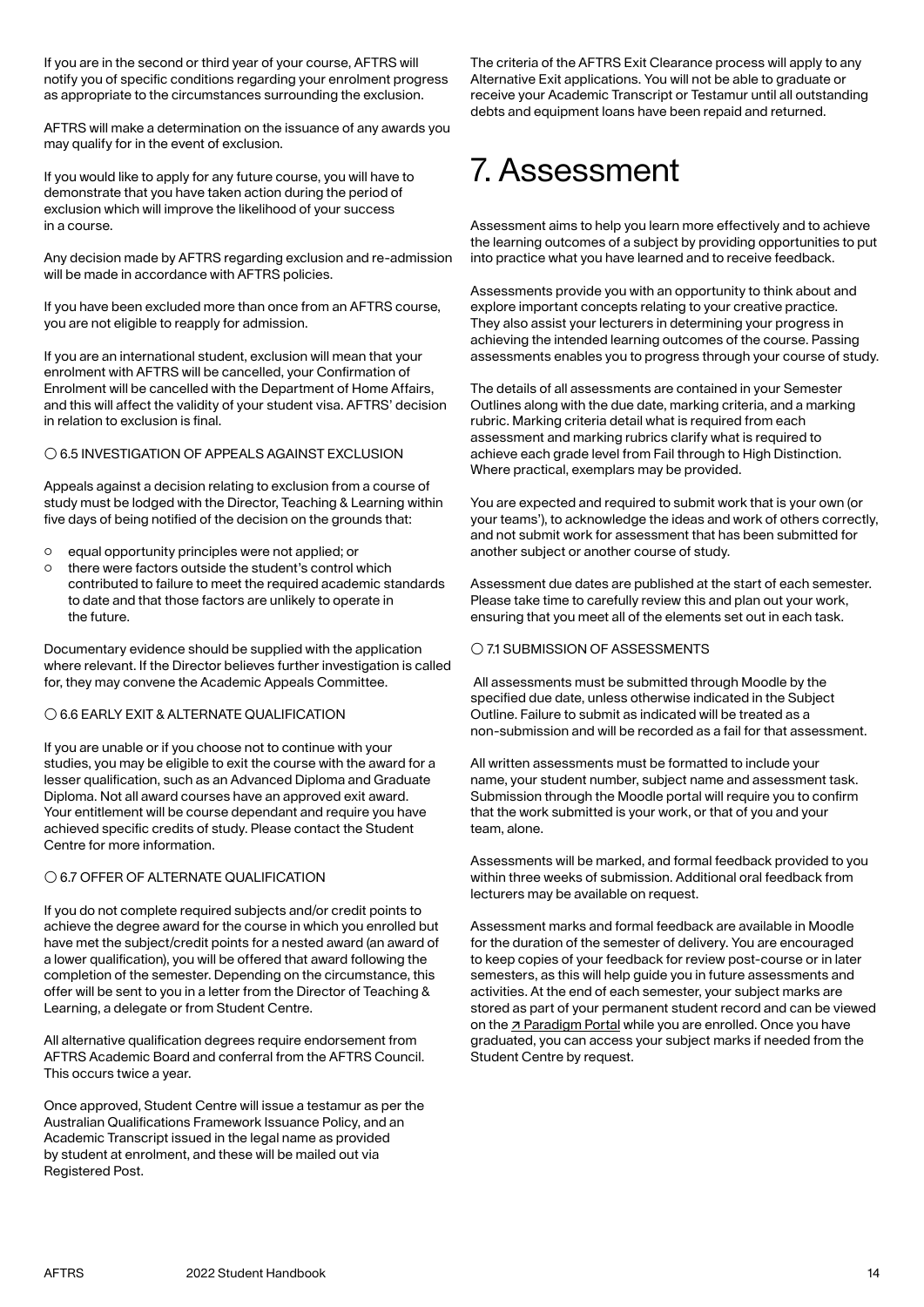If you are in the second or third year of your course, AFTRS will notify you of specific conditions regarding your enrolment progress as appropriate to the circumstances surrounding the exclusion.

AFTRS will make a determination on the issuance of any awards you may qualify for in the event of exclusion.

If you would like to apply for any future course, you will have to demonstrate that you have taken action during the period of exclusion which will improve the likelihood of your success in a course.

Any decision made by AFTRS regarding exclusion and re-admission will be made in accordance with AFTRS policies.

If you have been excluded more than once from an AFTRS course, you are not eligible to reapply for admission.

If you are an international student, exclusion will mean that your enrolment with AFTRS will be cancelled, your Confirmation of Enrolment will be cancelled with the Department of Home Affairs, and this will affect the validity of your student visa. AFTRS' decision in relation to exclusion is final.

### ○ 6.5 INVESTIGATION OF APPEALS AGAINST EXCLUSION

Appeals against a decision relating to exclusion from a course of study must be lodged with the Director, Teaching & Learning within five days of being notified of the decision on the grounds that:

- equal opportunity principles were not applied; or
- there were factors outside the student's control which contributed to failure to meet the required academic standards to date and that those factors are unlikely to operate in the future.

Documentary evidence should be supplied with the application where relevant. If the Director believes further investigation is called for, they may convene the Academic Appeals Committee.

### ○ 6.6 EARLY EXIT & ALTERNATE QUALIFICATION

If you are unable or if you choose not to continue with your studies, you may be eligible to exit the course with the award for a lesser qualification, such as an Advanced Diploma and Graduate Diploma. Not all award courses have an approved exit award. Your entitlement will be course dependant and require you have achieved specific credits of study. Please contact the Student Centre for more information.

### ○ 6.7 OFFER OF ALTERNATE QUALIFICATION

If you do not complete required subjects and/or credit points to achieve the degree award for the course in which you enrolled but have met the subject/credit points for a nested award (an award of a lower qualification), you will be offered that award following the completion of the semester. Depending on the circumstance, this offer will be sent to you in a letter from the Director of Teaching & Learning, a delegate or from Student Centre.

All alternative qualification degrees require endorsement from AFTRS Academic Board and conferral from the AFTRS Council. This occurs twice a year.

Once approved, Student Centre will issue a testamur as per the Australian Qualifications Framework Issuance Policy, and an Academic Transcript issued in the legal name as provided by student at enrolment, and these will be mailed out via Registered Post.

The criteria of the AFTRS Exit Clearance process will apply to any Alternative Exit applications. You will not be able to graduate or receive your Academic Transcript or Testamur until all outstanding debts and equipment loans have been repaid and returned.

# 7. Assessment

Assessment aims to help you learn more effectively and to achieve the learning outcomes of a subject by providing opportunities to put into practice what you have learned and to receive feedback.

Assessments provide you with an opportunity to think about and explore important concepts relating to your creative practice. They also assist your lecturers in determining your progress in achieving the intended learning outcomes of the course. Passing assessments enables you to progress through your course of study.

The details of all assessments are contained in your Semester Outlines along with the due date, marking criteria, and a marking rubric. Marking criteria detail what is required from each assessment and marking rubrics clarify what is required to achieve each grade level from Fail through to High Distinction. Where practical, exemplars may be provided.

You are expected and required to submit work that is your own (or your teams'), to acknowledge the ideas and work of others correctly, and not submit work for assessment that has been submitted for another subject or another course of study.

Assessment due dates are published at the start of each semester. Please take time to carefully review this and plan out your work, ensuring that you meet all of the elements set out in each task.

### ○ 7.1 SUBMISSION OF ASSESSMENTS

All assessments must be submitted through Moodle by the specified due date, unless otherwise indicated in the Subject Outline. Failure to submit as indicated will be treated as a non-submission and will be recorded as a fail for that assessment.

All written assessments must be formatted to include your name, your student number, subject name and assessment task. Submission through the Moodle portal will require you to confirm that the work submitted is your work, or that of you and your team, alone.

Assessments will be marked, and formal feedback provided to you within three weeks of submission. Additional oral feedback from lecturers may be available on request.

Assessment marks and formal feedback are available in Moodle for the duration of the semester of delivery. You are encouraged to keep copies of your feedback for review post-course or in later semesters, as this will help guide you in future assessments and activities. At the end of each semester, your subject marks are stored as part of your permanent student record and can be viewed on the ↗ Paradigm Portal while you are enrolled. Once you have graduated, you can access your subject marks if needed from the Student Centre by request.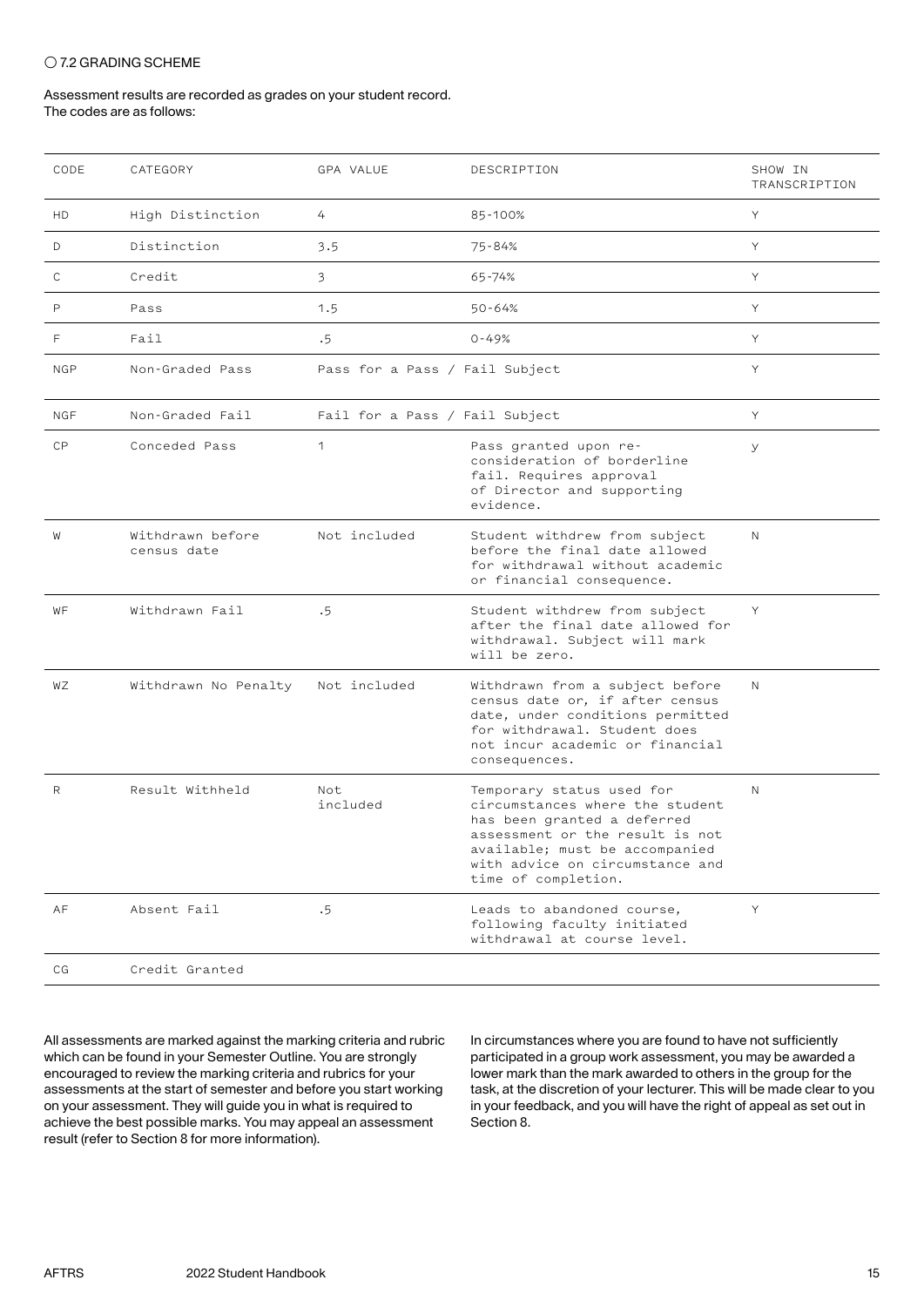### 7.2 GRADING SCHEME

Assessment results are recorded as grades on your student record.
The codes are as follows:

| CODE | CATEGORY | GPA VALUE | DESCRIPTION | SHOW IN TRANSCRIPTION |
|---|---|---|---|---|
| HD | High Distinction | 4 | 85-100% | Y |
| D | Distinction | 3.5 | 75-84% | Y |
| C | Credit | 3 | 65-74% | Y |
| P | Pass | 1.5 | 50-64% | Y |
| F | Fail | .5 | 0-49% | Y |
| NGP | Non-Graded Pass | Pass for a Pass / Fail Subject | | Y |
| NGF | Non-Graded Fail | Fail for a Pass / Fail Subject | | Y |
| CP | Conceded Pass | 1 | Pass granted upon re-consideration of borderline fail. Requires approval of Director and supporting evidence. | y |
| W | Withdrawn before census date | Not included | Student withdrew from subject before the final date allowed for withdrawal without academic or financial consequence. | N |
| WF | Withdrawn Fail | .5 | Student withdrew from subject after the final date allowed for withdrawal. Subject will mark will be zero. | Y |
| WZ | Withdrawn No Penalty | Not included | Withdrawn from a subject before census date or, if after census date, under conditions permitted for withdrawal. Student does not incur academic or financial consequences. | N |
| R | Result Withheld | Not included | Temporary status used for circumstances where the student has been granted a deferred assessment or the result is not available; must be accompanied with advice on circumstance and time of completion. | N |
| AF | Absent Fail | .5 | Leads to abandoned course, following faculty initiated withdrawal at course level. | Y |
| CG | Credit Granted | | | |

All assessments are marked against the marking criteria and rubric which can be found in your Semester Outline. You are strongly encouraged to review the marking criteria and rubrics for your assessments at the start of semester and before you start working on your assessment. They will guide you in what is required to achieve the best possible marks. You may appeal an assessment result (refer to Section 8 for more information).

In circumstances where you are found to have not sufficiently participated in a group work assessment, you may be awarded a lower mark than the mark awarded to others in the group for the task, at the discretion of your lecturer. This will be made clear to you in your feedback, and you will have the right of appeal as set out in Section 8.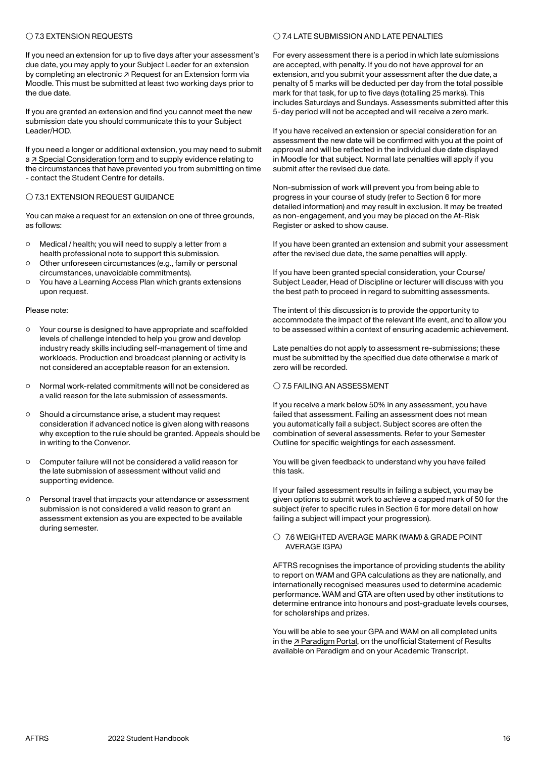### ○ 7.3 EXTENSION REQUESTS

If you need an extension for up to five days after your assessment's due date, you may apply to your Subject Leader for an extension by completing an electronic ↗ Request for an Extension form via Moodle. This must be submitted at least two working days prior to the due date.

If you are granted an extension and find you cannot meet the new submission date you should communicate this to your Subject Leader/HOD.

If you need a longer or additional extension, you may need to submit a ↗ Special Consideration form and to supply evidence relating to the circumstances that have prevented you from submitting on time - contact the Student Centre for details.

### ○ 7.3.1 EXTENSION REQUEST GUIDANCE

You can make a request for an extension on one of three grounds, as follows:

- Medical / health; you will need to supply a letter from a health professional note to support this submission.
- Other unforeseen circumstances (e.g., family or personal circumstances, unavoidable commitments).
- You have a Learning Access Plan which grants extensions upon request.

Please note:

- Your course is designed to have appropriate and scaffolded levels of challenge intended to help you grow and develop industry ready skills including self-management of time and workloads. Production and broadcast planning or activity is not considered an acceptable reason for an extension.
- Normal work-related commitments will not be considered as a valid reason for the late submission of assessments.
- Should a circumstance arise, a student may request consideration if advanced notice is given along with reasons why exception to the rule should be granted. Appeals should be in writing to the Convenor.
- Computer failure will not be considered a valid reason for the late submission of assessment without valid and supporting evidence.
- Personal travel that impacts your attendance or assessment submission is not considered a valid reason to grant an assessment extension as you are expected to be available during semester.

### ○ 7.4 LATE SUBMISSION AND LATE PENALTIES

For every assessment there is a period in which late submissions are accepted, with penalty. If you do not have approval for an extension, and you submit your assessment after the due date, a penalty of 5 marks will be deducted per day from the total possible mark for that task, for up to five days (totalling 25 marks). This includes Saturdays and Sundays. Assessments submitted after this 5-day period will not be accepted and will receive a zero mark.

If you have received an extension or special consideration for an assessment the new date will be confirmed with you at the point of approval and will be reflected in the individual due date displayed in Moodle for that subject. Normal late penalties will apply if you submit after the revised due date.

Non-submission of work will prevent you from being able to progress in your course of study (refer to Section 6 for more detailed information) and may result in exclusion. It may be treated as non-engagement, and you may be placed on the At-Risk Register or asked to show cause.

If you have been granted an extension and submit your assessment after the revised due date, the same penalties will apply.

If you have been granted special consideration, your Course/ Subject Leader, Head of Discipline or lecturer will discuss with you the best path to proceed in regard to submitting assessments.

The intent of this discussion is to provide the opportunity to accommodate the impact of the relevant life event, and to allow you to be assessed within a context of ensuring academic achievement.

Late penalties do not apply to assessment re-submissions; these must be submitted by the specified due date otherwise a mark of zero will be recorded.

### ○ 7.5 FAILING AN ASSESSMENT

If you receive a mark below 50% in any assessment, you have failed that assessment. Failing an assessment does not mean you automatically fail a subject. Subject scores are often the combination of several assessments. Refer to your Semester Outline for specific weightings for each assessment.

You will be given feedback to understand why you have failed this task.

If your failed assessment results in failing a subject, you may be given options to submit work to achieve a capped mark of 50 for the subject (refer to specific rules in Section 6 for more detail on how failing a subject will impact your progression).

### ○ 7.6 WEIGHTED AVERAGE MARK (WAM) & GRADE POINT AVERAGE (GPA)

AFTRS recognises the importance of providing students the ability to report on WAM and GPA calculations as they are nationally, and internationally recognised measures used to determine academic performance. WAM and GTA are often used by other institutions to determine entrance into honours and post-graduate levels courses, for scholarships and prizes.

You will be able to see your GPA and WAM on all completed units in the ↗ Paradigm Portal, on the unofficial Statement of Results available on Paradigm and on your Academic Transcript.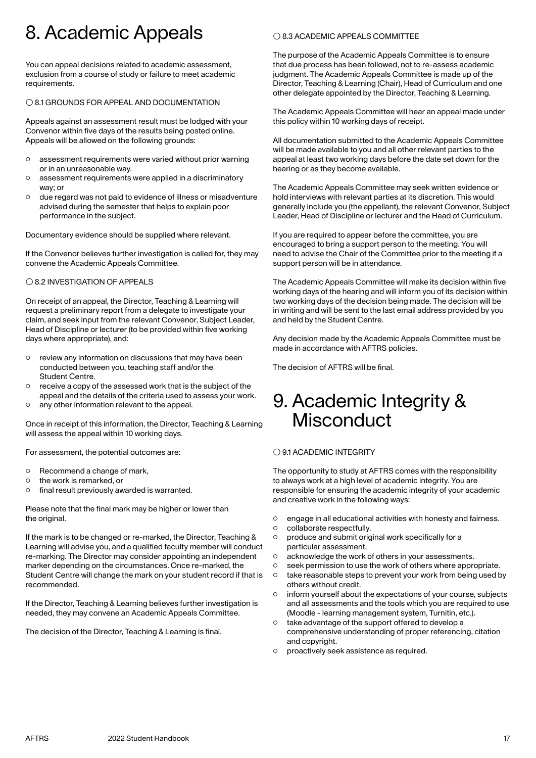# 8. Academic Appeals

You can appeal decisions related to academic assessment, exclusion from a course of study or failure to meet academic requirements.

### ○ 8.1 GROUNDS FOR APPEAL AND DOCUMENTATION

Appeals against an assessment result must be lodged with your Convenor within five days of the results being posted online. Appeals will be allowed on the following grounds:

- assessment requirements were varied without prior warning or in an unreasonable way.
- assessment requirements were applied in a discriminatory way; or
- due regard was not paid to evidence of illness or misadventure advised during the semester that helps to explain poor performance in the subject.

Documentary evidence should be supplied where relevant.

If the Convenor believes further investigation is called for, they may convene the Academic Appeals Committee.

### ○ 8.2 INVESTIGATION OF APPEALS

On receipt of an appeal, the Director, Teaching & Learning will request a preliminary report from a delegate to investigate your claim, and seek input from the relevant Convenor, Subject Leader, Head of Discipline or lecturer (to be provided within five working days where appropriate), and:

- review any information on discussions that may have been conducted between you, teaching staff and/or the Student Centre.
- receive a copy of the assessed work that is the subject of the appeal and the details of the criteria used to assess your work.
- any other information relevant to the appeal.

Once in receipt of this information, the Director, Teaching & Learning will assess the appeal within 10 working days.

For assessment, the potential outcomes are:

- Recommend a change of mark,
- the work is remarked, or
- final result previously awarded is warranted.

Please note that the final mark may be higher or lower than the original.

If the mark is to be changed or re-marked, the Director, Teaching & Learning will advise you, and a qualified faculty member will conduct re-marking. The Director may consider appointing an independent marker depending on the circumstances. Once re-marked, the Student Centre will change the mark on your student record if that is recommended.

If the Director, Teaching & Learning believes further investigation is needed, they may convene an Academic Appeals Committee.

The decision of the Director, Teaching & Learning is final.

### ○ 8.3 ACADEMIC APPEALS COMMITTEE

The purpose of the Academic Appeals Committee is to ensure that due process has been followed, not to re-assess academic judgment. The Academic Appeals Committee is made up of the Director, Teaching & Learning (Chair), Head of Curriculum and one other delegate appointed by the Director, Teaching & Learning.

The Academic Appeals Committee will hear an appeal made under this policy within 10 working days of receipt.

All documentation submitted to the Academic Appeals Committee will be made available to you and all other relevant parties to the appeal at least two working days before the date set down for the hearing or as they become available.

The Academic Appeals Committee may seek written evidence or hold interviews with relevant parties at its discretion. This would generally include you (the appellant), the relevant Convenor, Subject Leader, Head of Discipline or lecturer and the Head of Curriculum.

If you are required to appear before the committee, you are encouraged to bring a support person to the meeting. You will need to advise the Chair of the Committee prior to the meeting if a support person will be in attendance.

The Academic Appeals Committee will make its decision within five working days of the hearing and will inform you of its decision within two working days of the decision being made. The decision will be in writing and will be sent to the last email address provided by you and held by the Student Centre.

Any decision made by the Academic Appeals Committee must be made in accordance with AFTRS policies.

The decision of AFTRS will be final.

# 9. Academic Integrity & Misconduct

### ○ 9.1 ACADEMIC INTEGRITY

The opportunity to study at AFTRS comes with the responsibility to always work at a high level of academic integrity. You are responsible for ensuring the academic integrity of your academic and creative work in the following ways:

- engage in all educational activities with honesty and fairness.
- collaborate respectfully.
- produce and submit original work specifically for a particular assessment.
- acknowledge the work of others in your assessments.
- seek permission to use the work of others where appropriate.
- take reasonable steps to prevent your work from being used by others without credit.
- inform yourself about the expectations of your course, subjects and all assessments and the tools which you are required to use (Moodle - learning management system, Turnitin, etc.).
- take advantage of the support offered to develop a comprehensive understanding of proper referencing, citation and copyright.
- proactively seek assistance as required.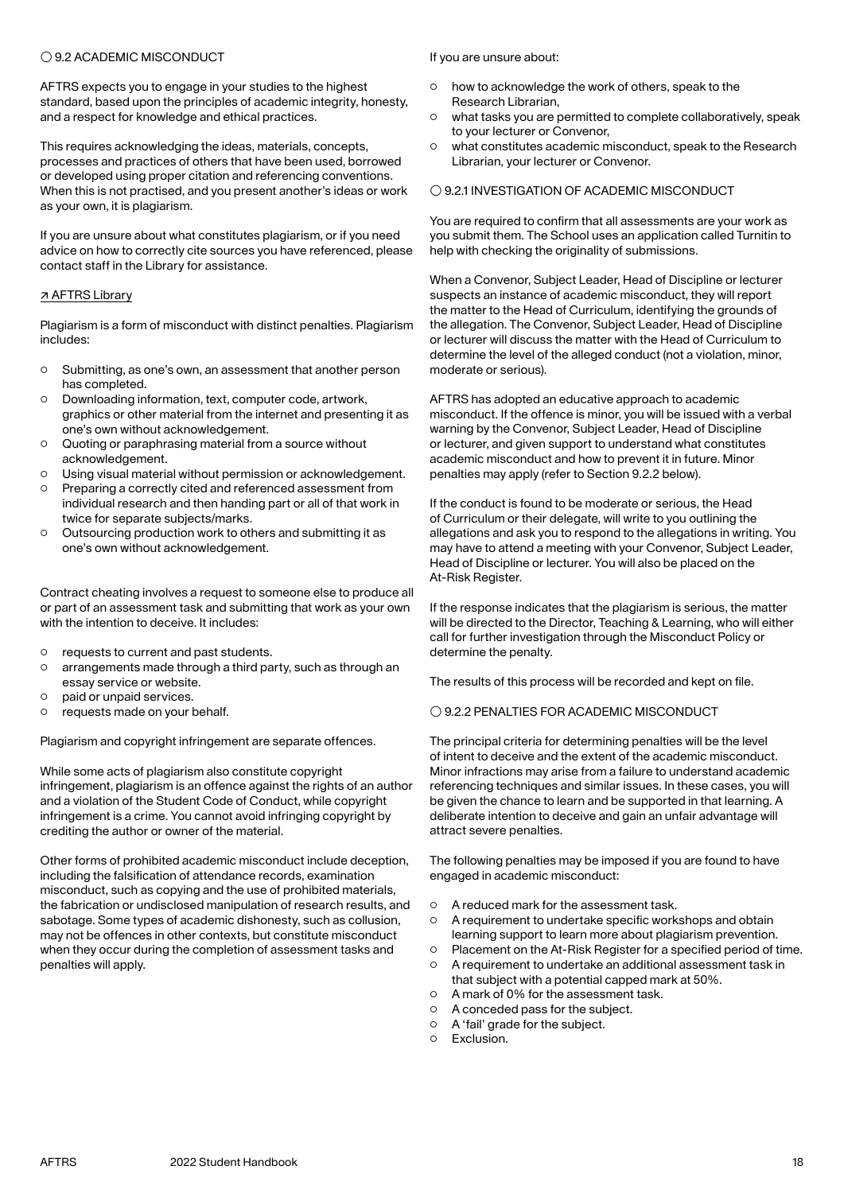### 9.2 ACADEMIC MISCONDUCT

AFTRS expects you to engage in your studies to the highest standard, based upon the principles of academic integrity, honesty, and a respect for knowledge and ethical practices.

This requires acknowledging the ideas, materials, concepts, processes and practices of others that have been used, borrowed or developed using proper citation and referencing conventions. When this is not practised, and you present another's ideas or work as your own, it is plagiarism.

If you are unsure about what constitutes plagiarism, or if you need advice on how to correctly cite sources you have referenced, please contact staff in the Library for assistance.

↗ AFTRS Library

Plagiarism is a form of misconduct with distinct penalties. Plagiarism includes:

- Submitting, as one's own, an assessment that another person has completed.
- Downloading information, text, computer code, artwork, graphics or other material from the internet and presenting it as one's own without acknowledgement.
- Quoting or paraphrasing material from a source without acknowledgement.
- Using visual material without permission or acknowledgement.
- Preparing a correctly cited and referenced assessment from individual research and then handing part or all of that work in twice for separate subjects/marks.
- Outsourcing production work to others and submitting it as one's own without acknowledgement.

Contract cheating involves a request to someone else to produce all or part of an assessment task and submitting that work as your own with the intention to deceive. It includes:

- requests to current and past students.
- arrangements made through a third party, such as through an essay service or website.
- paid or unpaid services.
- requests made on your behalf.

Plagiarism and copyright infringement are separate offences.

While some acts of plagiarism also constitute copyright infringement, plagiarism is an offence against the rights of an author and a violation of the Student Code of Conduct, while copyright infringement is a crime. You cannot avoid infringing copyright by crediting the author or owner of the material.

Other forms of prohibited academic misconduct include deception, including the falsification of attendance records, examination misconduct, such as copying and the use of prohibited materials, the fabrication or undisclosed manipulation of research results, and sabotage. Some types of academic dishonesty, such as collusion, may not be offences in other contexts, but constitute misconduct when they occur during the completion of assessment tasks and penalties will apply.

If you are unsure about:

- how to acknowledge the work of others, speak to the Research Librarian,
- what tasks you are permitted to complete collaboratively, speak to your lecturer or Convenor,
- what constitutes academic misconduct, speak to the Research Librarian, your lecturer or Convenor.

### 9.2.1 INVESTIGATION OF ACADEMIC MISCONDUCT

You are required to confirm that all assessments are your work as you submit them. The School uses an application called Turnitin to help with checking the originality of submissions.

When a Convenor, Subject Leader, Head of Discipline or lecturer suspects an instance of academic misconduct, they will report the matter to the Head of Curriculum, identifying the grounds of the allegation. The Convenor, Subject Leader, Head of Discipline or lecturer will discuss the matter with the Head of Curriculum to determine the level of the alleged conduct (not a violation, minor, moderate or serious).

AFTRS has adopted an educative approach to academic misconduct. If the offence is minor, you will be issued with a verbal warning by the Convenor, Subject Leader, Head of Discipline or lecturer, and given support to understand what constitutes academic misconduct and how to prevent it in future. Minor penalties may apply (refer to Section 9.2.2 below).

If the conduct is found to be moderate or serious, the Head of Curriculum or their delegate, will write to you outlining the allegations and ask you to respond to the allegations in writing. You may have to attend a meeting with your Convenor, Subject Leader, Head of Discipline or lecturer. You will also be placed on the At-Risk Register.

If the response indicates that the plagiarism is serious, the matter will be directed to the Director, Teaching & Learning, who will either call for further investigation through the Misconduct Policy or determine the penalty.

The results of this process will be recorded and kept on file.

### 9.2.2 PENALTIES FOR ACADEMIC MISCONDUCT

The principal criteria for determining penalties will be the level of intent to deceive and the extent of the academic misconduct. Minor infractions may arise from a failure to understand academic referencing techniques and similar issues. In these cases, you will be given the chance to learn and be supported in that learning. A deliberate intention to deceive and gain an unfair advantage will attract severe penalties.

The following penalties may be imposed if you are found to have engaged in academic misconduct:

- A reduced mark for the assessment task.
- A requirement to undertake specific workshops and obtain learning support to learn more about plagiarism prevention.
- Placement on the At-Risk Register for a specified period of time.
- A requirement to undertake an additional assessment task in that subject with a potential capped mark at 50%.
- A mark of 0% for the assessment task.
- A conceded pass for the subject.
- A 'fail' grade for the subject.
- Exclusion.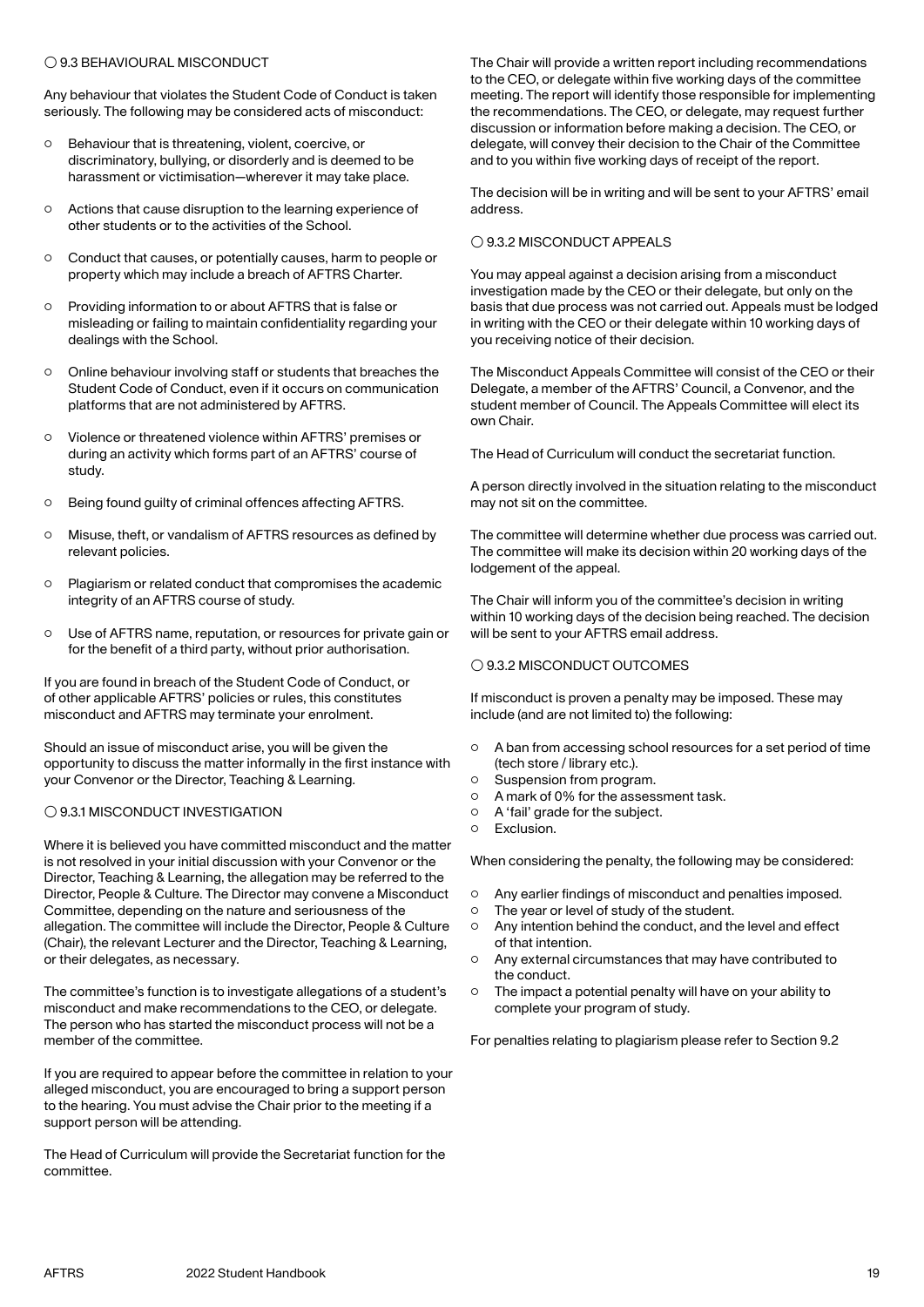### ○ 9.3 BEHAVIOURAL MISCONDUCT

Any behaviour that violates the Student Code of Conduct is taken seriously. The following may be considered acts of misconduct:

- Behaviour that is threatening, violent, coercive, or discriminatory, bullying, or disorderly and is deemed to be harassment or victimisation—wherever it may take place.
- Actions that cause disruption to the learning experience of other students or to the activities of the School.
- Conduct that causes, or potentially causes, harm to people or property which may include a breach of AFTRS Charter.
- Providing information to or about AFTRS that is false or misleading or failing to maintain confidentiality regarding your dealings with the School.
- Online behaviour involving staff or students that breaches the Student Code of Conduct, even if it occurs on communication platforms that are not administered by AFTRS.
- Violence or threatened violence within AFTRS' premises or during an activity which forms part of an AFTRS' course of study.
- Being found guilty of criminal offences affecting AFTRS.
- Misuse, theft, or vandalism of AFTRS resources as defined by relevant policies.
- Plagiarism or related conduct that compromises the academic integrity of an AFTRS course of study.
- Use of AFTRS name, reputation, or resources for private gain or for the benefit of a third party, without prior authorisation.

If you are found in breach of the Student Code of Conduct, or of other applicable AFTRS' policies or rules, this constitutes misconduct and AFTRS may terminate your enrolment.

Should an issue of misconduct arise, you will be given the opportunity to discuss the matter informally in the first instance with your Convenor or the Director, Teaching & Learning.

#### ○ 9.3.1 MISCONDUCT INVESTIGATION

Where it is believed you have committed misconduct and the matter is not resolved in your initial discussion with your Convenor or the Director, Teaching & Learning, the allegation may be referred to the Director, People & Culture. The Director may convene a Misconduct Committee, depending on the nature and seriousness of the allegation. The committee will include the Director, People & Culture (Chair), the relevant Lecturer and the Director, Teaching & Learning, or their delegates, as necessary.

The committee's function is to investigate allegations of a student's misconduct and make recommendations to the CEO, or delegate. The person who has started the misconduct process will not be a member of the committee.

If you are required to appear before the committee in relation to your alleged misconduct, you are encouraged to bring a support person to the hearing. You must advise the Chair prior to the meeting if a support person will be attending.

The Head of Curriculum will provide the Secretariat function for the committee.

The Chair will provide a written report including recommendations to the CEO, or delegate within five working days of the committee meeting. The report will identify those responsible for implementing the recommendations. The CEO, or delegate, may request further discussion or information before making a decision. The CEO, or delegate, will convey their decision to the Chair of the Committee and to you within five working days of receipt of the report.

The decision will be in writing and will be sent to your AFTRS' email address.

#### ○ 9.3.2 MISCONDUCT APPEALS

You may appeal against a decision arising from a misconduct investigation made by the CEO or their delegate, but only on the basis that due process was not carried out. Appeals must be lodged in writing with the CEO or their delegate within 10 working days of you receiving notice of their decision.

The Misconduct Appeals Committee will consist of the CEO or their Delegate, a member of the AFTRS' Council, a Convenor, and the student member of Council. The Appeals Committee will elect its own Chair.

The Head of Curriculum will conduct the secretariat function.

A person directly involved in the situation relating to the misconduct may not sit on the committee.

The committee will determine whether due process was carried out. The committee will make its decision within 20 working days of the lodgement of the appeal.

The Chair will inform you of the committee's decision in writing within 10 working days of the decision being reached. The decision will be sent to your AFTRS email address.

#### ○ 9.3.2 MISCONDUCT OUTCOMES

If misconduct is proven a penalty may be imposed. These may include (and are not limited to) the following:

- A ban from accessing school resources for a set period of time (tech store / library etc.).
- Suspension from program.
- A mark of 0% for the assessment task.
- A 'fail' grade for the subject.
- Exclusion.

When considering the penalty, the following may be considered:

- Any earlier findings of misconduct and penalties imposed.
- The year or level of study of the student.
- Any intention behind the conduct, and the level and effect of that intention.
- Any external circumstances that may have contributed to the conduct.
- The impact a potential penalty will have on your ability to complete your program of study.

For penalties relating to plagiarism please refer to Section 9.2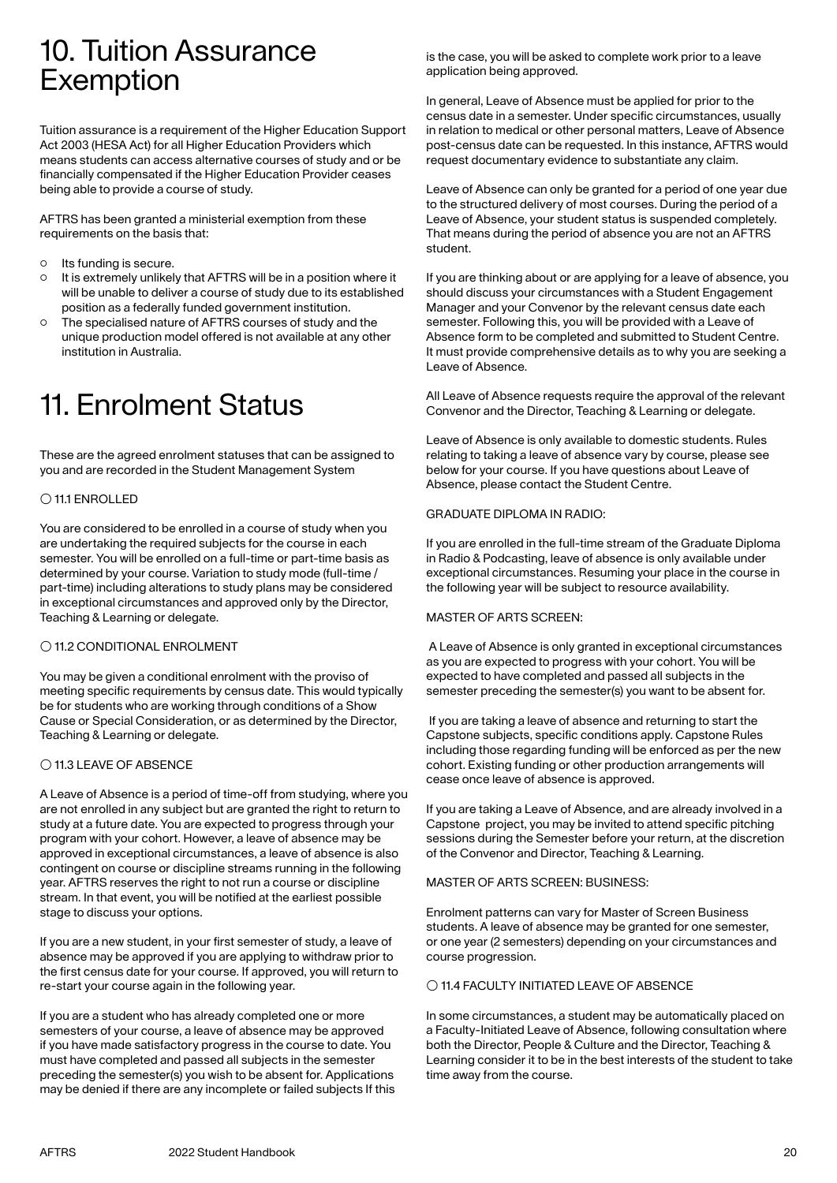# 10. Tuition Assurance Exemption

Tuition assurance is a requirement of the Higher Education Support Act 2003 (HESA Act) for all Higher Education Providers which means students can access alternative courses of study and or be financially compensated if the Higher Education Provider ceases being able to provide a course of study.

AFTRS has been granted a ministerial exemption from these requirements on the basis that:

- Its funding is secure.
- It is extremely unlikely that AFTRS will be in a position where it will be unable to deliver a course of study due to its established position as a federally funded government institution.
- The specialised nature of AFTRS courses of study and the unique production model offered is not available at any other institution in Australia.

# 11. Enrolment Status

These are the agreed enrolment statuses that can be assigned to you and are recorded in the Student Management System

### 11.1 ENROLLED

You are considered to be enrolled in a course of study when you are undertaking the required subjects for the course in each semester. You will be enrolled on a full-time or part-time basis as determined by your course. Variation to study mode (full-time / part-time) including alterations to study plans may be considered in exceptional circumstances and approved only by the Director, Teaching & Learning or delegate.

### 11.2 CONDITIONAL ENROLMENT

You may be given a conditional enrolment with the proviso of meeting specific requirements by census date. This would typically be for students who are working through conditions of a Show Cause or Special Consideration, or as determined by the Director, Teaching & Learning or delegate.

### 11.3 LEAVE OF ABSENCE

A Leave of Absence is a period of time-off from studying, where you are not enrolled in any subject but are granted the right to return to study at a future date. You are expected to progress through your program with your cohort. However, a leave of absence may be approved in exceptional circumstances, a leave of absence is also contingent on course or discipline streams running in the following year. AFTRS reserves the right to not run a course or discipline stream. In that event, you will be notified at the earliest possible stage to discuss your options.

If you are a new student, in your first semester of study, a leave of absence may be approved if you are applying to withdraw prior to the first census date for your course. If approved, you will return to re-start your course again in the following year.

If you are a student who has already completed one or more semesters of your course, a leave of absence may be approved if you have made satisfactory progress in the course to date. You must have completed and passed all subjects in the semester preceding the semester(s) you wish to be absent for. Applications may be denied if there are any incomplete or failed subjects If this is the case, you will be asked to complete work prior to a leave application being approved.

In general, Leave of Absence must be applied for prior to the census date in a semester. Under specific circumstances, usually in relation to medical or other personal matters, Leave of Absence post-census date can be requested. In this instance, AFTRS would request documentary evidence to substantiate any claim.

Leave of Absence can only be granted for a period of one year due to the structured delivery of most courses. During the period of a Leave of Absence, your student status is suspended completely. That means during the period of absence you are not an AFTRS student.

If you are thinking about or are applying for a leave of absence, you should discuss your circumstances with a Student Engagement Manager and your Convenor by the relevant census date each semester. Following this, you will be provided with a Leave of Absence form to be completed and submitted to Student Centre. It must provide comprehensive details as to why you are seeking a Leave of Absence.

All Leave of Absence requests require the approval of the relevant Convenor and the Director, Teaching & Learning or delegate.

Leave of Absence is only available to domestic students. Rules relating to taking a leave of absence vary by course, please see below for your course. If you have questions about Leave of Absence, please contact the Student Centre.

GRADUATE DIPLOMA IN RADIO:

If you are enrolled in the full-time stream of the Graduate Diploma in Radio & Podcasting, leave of absence is only available under exceptional circumstances. Resuming your place in the course in the following year will be subject to resource availability.

MASTER OF ARTS SCREEN:

A Leave of Absence is only granted in exceptional circumstances as you are expected to progress with your cohort. You will be expected to have completed and passed all subjects in the semester preceding the semester(s) you want to be absent for.

If you are taking a leave of absence and returning to start the Capstone subjects, specific conditions apply. Capstone Rules including those regarding funding will be enforced as per the new cohort. Existing funding or other production arrangements will cease once leave of absence is approved.

If you are taking a Leave of Absence, and are already involved in a Capstone project, you may be invited to attend specific pitching sessions during the Semester before your return, at the discretion of the Convenor and Director, Teaching & Learning.

MASTER OF ARTS SCREEN: BUSINESS:

Enrolment patterns can vary for Master of Screen Business students. A leave of absence may be granted for one semester, or one year (2 semesters) depending on your circumstances and course progression.

### 11.4 FACULTY INITIATED LEAVE OF ABSENCE

In some circumstances, a student may be automatically placed on a Faculty-Initiated Leave of Absence, following consultation where both the Director, People & Culture and the Director, Teaching & Learning consider it to be in the best interests of the student to take time away from the course.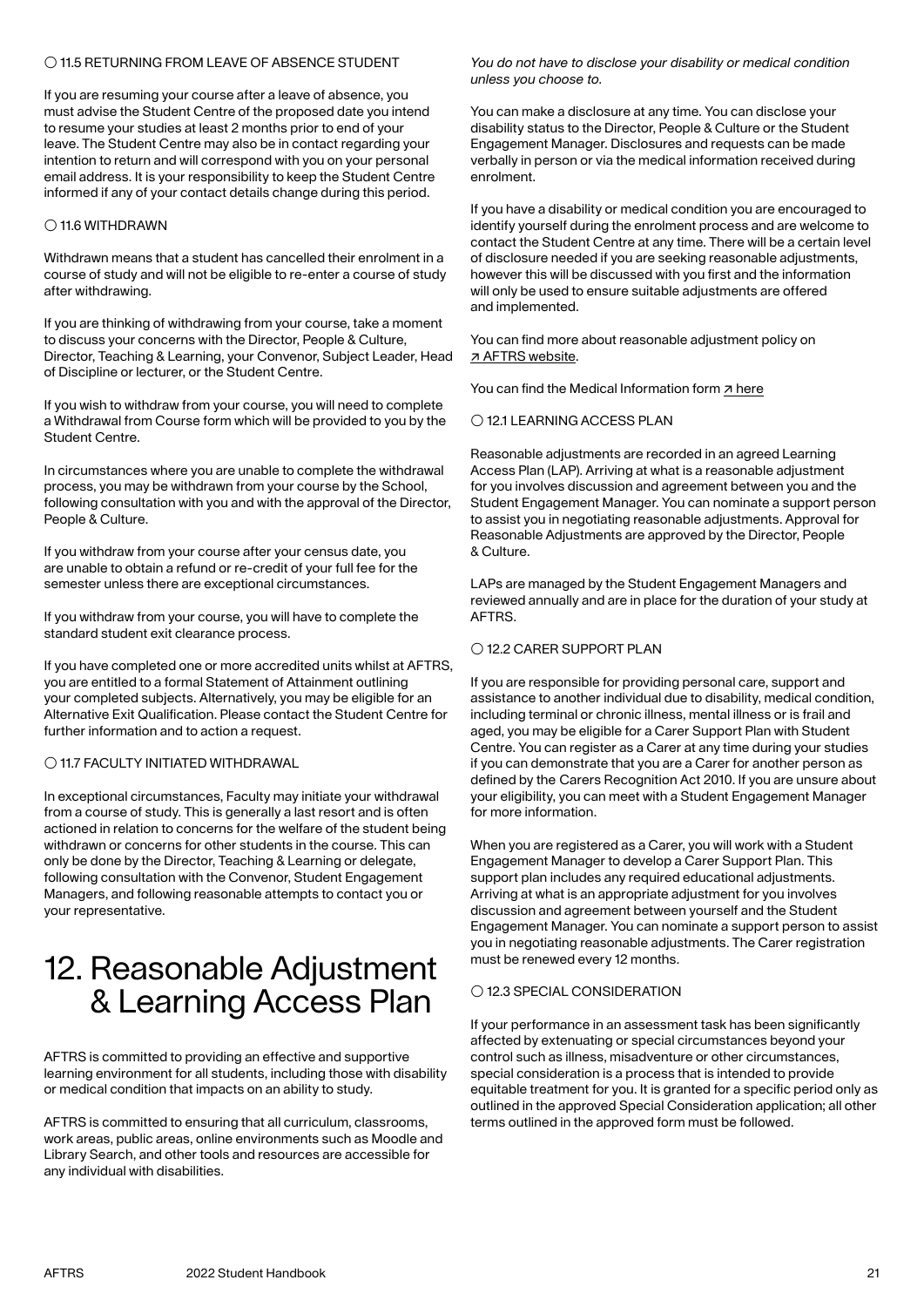### ○ 11.5 RETURNING FROM LEAVE OF ABSENCE STUDENT

If you are resuming your course after a leave of absence, you must advise the Student Centre of the proposed date you intend to resume your studies at least 2 months prior to end of your leave. The Student Centre may also be in contact regarding your intention to return and will correspond with you on your personal email address. It is your responsibility to keep the Student Centre informed if any of your contact details change during this period.

### ○ 11.6 WITHDRAWN

Withdrawn means that a student has cancelled their enrolment in a course of study and will not be eligible to re-enter a course of study after withdrawing.

If you are thinking of withdrawing from your course, take a moment to discuss your concerns with the Director, People & Culture, Director, Teaching & Learning, your Convenor, Subject Leader, Head of Discipline or lecturer, or the Student Centre.

If you wish to withdraw from your course, you will need to complete a Withdrawal from Course form which will be provided to you by the Student Centre.

In circumstances where you are unable to complete the withdrawal process, you may be withdrawn from your course by the School, following consultation with you and with the approval of the Director, People & Culture.

If you withdraw from your course after your census date, you are unable to obtain a refund or re-credit of your full fee for the semester unless there are exceptional circumstances.

If you withdraw from your course, you will have to complete the standard student exit clearance process.

If you have completed one or more accredited units whilst at AFTRS, you are entitled to a formal Statement of Attainment outlining your completed subjects. Alternatively, you may be eligible for an Alternative Exit Qualification. Please contact the Student Centre for further information and to action a request.

### ○ 11.7 FACULTY INITIATED WITHDRAWAL

In exceptional circumstances, Faculty may initiate your withdrawal from a course of study. This is generally a last resort and is often actioned in relation to concerns for the welfare of the student being withdrawn or concerns for other students in the course. This can only be done by the Director, Teaching & Learning or delegate, following consultation with the Convenor, Student Engagement Managers, and following reasonable attempts to contact you or your representative.

# 12. Reasonable Adjustment & Learning Access Plan

AFTRS is committed to providing an effective and supportive learning environment for all students, including those with disability or medical condition that impacts on an ability to study.

AFTRS is committed to ensuring that all curriculum, classrooms, work areas, public areas, online environments such as Moodle and Library Search, and other tools and resources are accessible for any individual with disabilities.

*You do not have to disclose your disability or medical condition unless you choose to.*

You can make a disclosure at any time. You can disclose your disability status to the Director, People & Culture or the Student Engagement Manager. Disclosures and requests can be made verbally in person or via the medical information received during enrolment.

If you have a disability or medical condition you are encouraged to identify yourself during the enrolment process and are welcome to contact the Student Centre at any time. There will be a certain level of disclosure needed if you are seeking reasonable adjustments, however this will be discussed with you first and the information will only be used to ensure suitable adjustments are offered and implemented.

You can find more about reasonable adjustment policy on ↗ AFTRS website.

You can find the Medical Information form ↗ here

### ○ 12.1 LEARNING ACCESS PLAN

Reasonable adjustments are recorded in an agreed Learning Access Plan (LAP). Arriving at what is a reasonable adjustment for you involves discussion and agreement between you and the Student Engagement Manager. You can nominate a support person to assist you in negotiating reasonable adjustments. Approval for Reasonable Adjustments are approved by the Director, People & Culture.

LAPs are managed by the Student Engagement Managers and reviewed annually and are in place for the duration of your study at AFTRS.

### ○ 12.2 CARER SUPPORT PLAN

If you are responsible for providing personal care, support and assistance to another individual due to disability, medical condition, including terminal or chronic illness, mental illness or is frail and aged, you may be eligible for a Carer Support Plan with Student Centre. You can register as a Carer at any time during your studies if you can demonstrate that you are a Carer for another person as defined by the Carers Recognition Act 2010. If you are unsure about your eligibility, you can meet with a Student Engagement Manager for more information.

When you are registered as a Carer, you will work with a Student Engagement Manager to develop a Carer Support Plan. This support plan includes any required educational adjustments. Arriving at what is an appropriate adjustment for you involves discussion and agreement between yourself and the Student Engagement Manager. You can nominate a support person to assist you in negotiating reasonable adjustments. The Carer registration must be renewed every 12 months.

### ○ 12.3 SPECIAL CONSIDERATION

If your performance in an assessment task has been significantly affected by extenuating or special circumstances beyond your control such as illness, misadventure or other circumstances, special consideration is a process that is intended to provide equitable treatment for you. It is granted for a specific period only as outlined in the approved Special Consideration application; all other terms outlined in the approved form must be followed.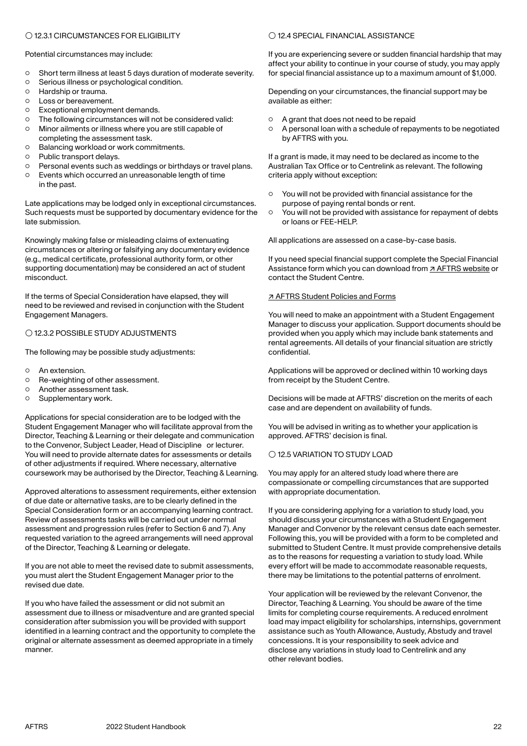### ○ 12.3.1 CIRCUMSTANCES FOR ELIGIBILITY

Potential circumstances may include:

- Short term illness at least 5 days duration of moderate severity.
- Serious illness or psychological condition.
- Hardship or trauma.
- Loss or bereavement.
- Exceptional employment demands.
- The following circumstances will not be considered valid:
- Minor ailments or illness where you are still capable of completing the assessment task.
- Balancing workload or work commitments.
- Public transport delays.
- Personal events such as weddings or birthdays or travel plans.
- Events which occurred an unreasonable length of time in the past.

Late applications may be lodged only in exceptional circumstances. Such requests must be supported by documentary evidence for the late submission.

Knowingly making false or misleading claims of extenuating circumstances or altering or falsifying any documentary evidence (e.g., medical certificate, professional authority form, or other supporting documentation) may be considered an act of student misconduct.

If the terms of Special Consideration have elapsed, they will need to be reviewed and revised in conjunction with the Student Engagement Managers.

### ○ 12.3.2 POSSIBLE STUDY ADJUSTMENTS

The following may be possible study adjustments:

- An extension.
- Re-weighting of other assessment.
- Another assessment task.
- Supplementary work.

Applications for special consideration are to be lodged with the Student Engagement Manager who will facilitate approval from the Director, Teaching & Learning or their delegate and communication to the Convenor, Subject Leader, Head of Discipline or lecturer. You will need to provide alternate dates for assessments or details of other adjustments if required. Where necessary, alternative coursework may be authorised by the Director, Teaching & Learning.

Approved alterations to assessment requirements, either extension of due date or alternative tasks, are to be clearly defined in the Special Consideration form or an accompanying learning contract. Review of assessments tasks will be carried out under normal assessment and progression rules (refer to Section 6 and 7). Any requested variation to the agreed arrangements will need approval of the Director, Teaching & Learning or delegate.

If you are not able to meet the revised date to submit assessments, you must alert the Student Engagement Manager prior to the revised due date.

If you who have failed the assessment or did not submit an assessment due to illness or misadventure and are granted special consideration after submission you will be provided with support identified in a learning contract and the opportunity to complete the original or alternate assessment as deemed appropriate in a timely manner.

### ○ 12.4 SPECIAL FINANCIAL ASSISTANCE

If you are experiencing severe or sudden financial hardship that may affect your ability to continue in your course of study, you may apply for special financial assistance up to a maximum amount of $1,000.

Depending on your circumstances, the financial support may be available as either:

- A grant that does not need to be repaid
- A personal loan with a schedule of repayments to be negotiated by AFTRS with you.

If a grant is made, it may need to be declared as income to the Australian Tax Office or to Centrelink as relevant. The following criteria apply without exception:

- You will not be provided with financial assistance for the purpose of paying rental bonds or rent.
- You will not be provided with assistance for repayment of debts or loans or FEE-HELP.

All applications are assessed on a case-by-case basis.

If you need special financial support complete the Special Financial Assistance form which you can download from ↗ AFTRS website or contact the Student Centre.

↗ AFTRS Student Policies and Forms

You will need to make an appointment with a Student Engagement Manager to discuss your application. Support documents should be provided when you apply which may include bank statements and rental agreements. All details of your financial situation are strictly confidential.

Applications will be approved or declined within 10 working days from receipt by the Student Centre.

Decisions will be made at AFTRS' discretion on the merits of each case and are dependent on availability of funds.

You will be advised in writing as to whether your application is approved. AFTRS' decision is final.

### ○ 12.5 VARIATION TO STUDY LOAD

You may apply for an altered study load where there are compassionate or compelling circumstances that are supported with appropriate documentation.

If you are considering applying for a variation to study load, you should discuss your circumstances with a Student Engagement Manager and Convenor by the relevant census date each semester. Following this, you will be provided with a form to be completed and submitted to Student Centre. It must provide comprehensive details as to the reasons for requesting a variation to study load. While every effort will be made to accommodate reasonable requests, there may be limitations to the potential patterns of enrolment.

Your application will be reviewed by the relevant Convenor, the Director, Teaching & Learning. You should be aware of the time limits for completing course requirements. A reduced enrolment load may impact eligibility for scholarships, internships, government assistance such as Youth Allowance, Austudy, Abstudy and travel concessions. It is your responsibility to seek advice and disclose any variations in study load to Centrelink and any other relevant bodies.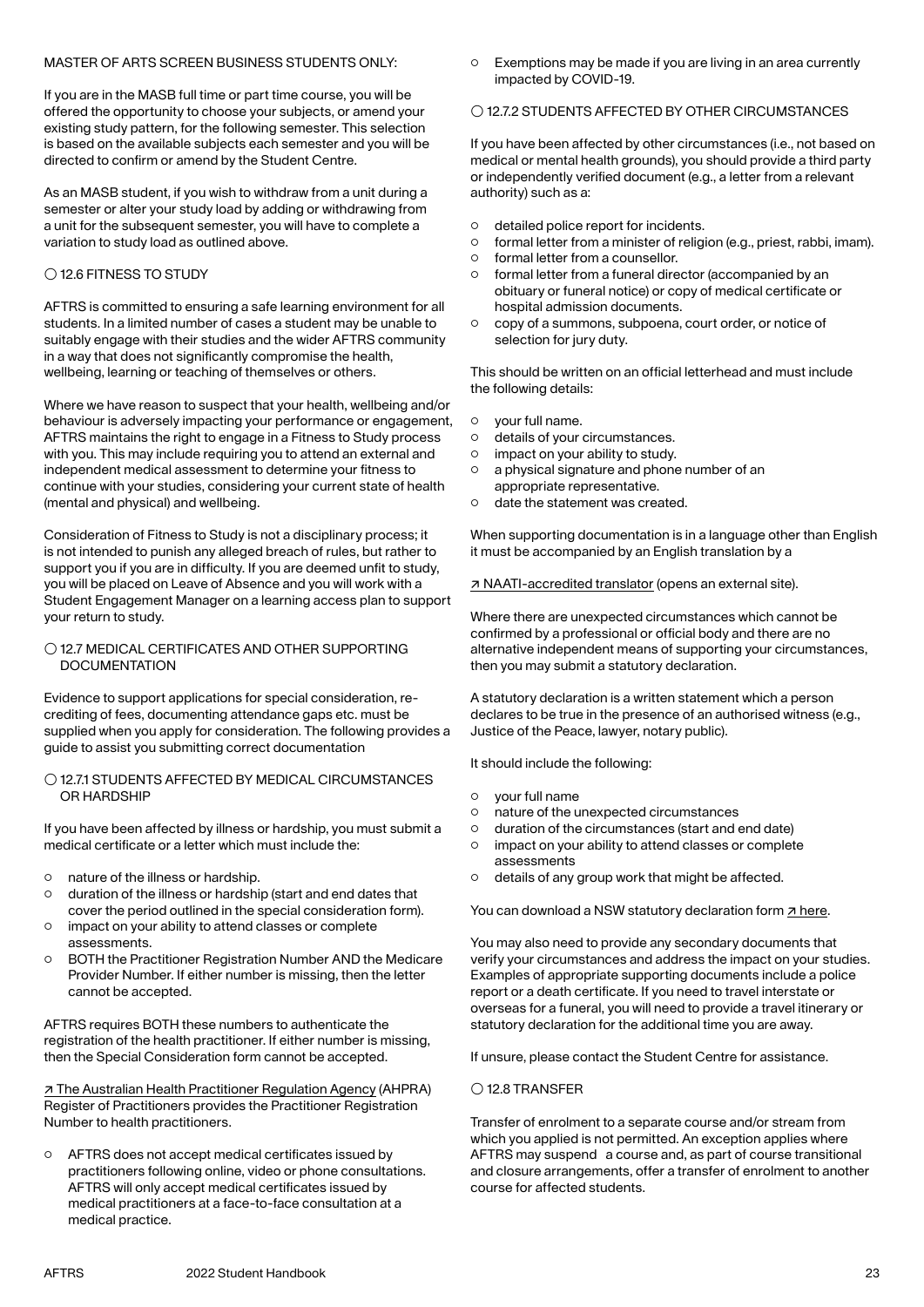MASTER OF ARTS SCREEN BUSINESS STUDENTS ONLY:

If you are in the MASB full time or part time course, you will be offered the opportunity to choose your subjects, or amend your existing study pattern, for the following semester. This selection is based on the available subjects each semester and you will be directed to confirm or amend by the Student Centre.

As an MASB student, if you wish to withdraw from a unit during a semester or alter your study load by adding or withdrawing from a unit for the subsequent semester, you will have to complete a variation to study load as outlined above.

## ◯ 12.6 FITNESS TO STUDY

AFTRS is committed to ensuring a safe learning environment for all students. In a limited number of cases a student may be unable to suitably engage with their studies and the wider AFTRS community in a way that does not significantly compromise the health, wellbeing, learning or teaching of themselves or others.

Where we have reason to suspect that your health, wellbeing and/or behaviour is adversely impacting your performance or engagement, AFTRS maintains the right to engage in a Fitness to Study process with you. This may include requiring you to attend an external and independent medical assessment to determine your fitness to continue with your studies, considering your current state of health (mental and physical) and wellbeing.

Consideration of Fitness to Study is not a disciplinary process; it is not intended to punish any alleged breach of rules, but rather to support you if you are in difficulty. If you are deemed unfit to study, you will be placed on Leave of Absence and you will work with a Student Engagement Manager on a learning access plan to support your return to study.

## ◯ 12.7 MEDICAL CERTIFICATES AND OTHER SUPPORTING DOCUMENTATION

Evidence to support applications for special consideration, re-crediting of fees, documenting attendance gaps etc. must be supplied when you apply for consideration. The following provides a guide to assist you submitting correct documentation

### ◯ 12.7.1 STUDENTS AFFECTED BY MEDICAL CIRCUMSTANCES OR HARDSHIP

If you have been affected by illness or hardship, you must submit a medical certificate or a letter which must include the:

- nature of the illness or hardship.
- duration of the illness or hardship (start and end dates that cover the period outlined in the special consideration form).
- impact on your ability to attend classes or complete assessments.
- BOTH the Practitioner Registration Number AND the Medicare Provider Number. If either number is missing, then the letter cannot be accepted.

AFTRS requires BOTH these numbers to authenticate the registration of the health practitioner. If either number is missing, then the Special Consideration form cannot be accepted.

↗ The Australian Health Practitioner Regulation Agency (AHPRA) Register of Practitioners provides the Practitioner Registration Number to health practitioners.

- AFTRS does not accept medical certificates issued by practitioners following online, video or phone consultations. AFTRS will only accept medical certificates issued by medical practitioners at a face-to-face consultation at a medical practice.
- Exemptions may be made if you are living in an area currently impacted by COVID-19.

### ◯ 12.7.2 STUDENTS AFFECTED BY OTHER CIRCUMSTANCES

If you have been affected by other circumstances (i.e., not based on medical or mental health grounds), you should provide a third party or independently verified document (e.g., a letter from a relevant authority) such as a:

- detailed police report for incidents.
- formal letter from a minister of religion (e.g., priest, rabbi, imam).
- formal letter from a counsellor.
- formal letter from a funeral director (accompanied by an obituary or funeral notice) or copy of medical certificate or hospital admission documents.
- copy of a summons, subpoena, court order, or notice of selection for jury duty.

This should be written on an official letterhead and must include the following details:

- your full name.
- details of your circumstances.
- impact on your ability to study.
- a physical signature and phone number of an appropriate representative.
- date the statement was created.

When supporting documentation is in a language other than English it must be accompanied by an English translation by a

↗ NAATI-accredited translator (opens an external site).

Where there are unexpected circumstances which cannot be confirmed by a professional or official body and there are no alternative independent means of supporting your circumstances, then you may submit a statutory declaration.

A statutory declaration is a written statement which a person declares to be true in the presence of an authorised witness (e.g., Justice of the Peace, lawyer, notary public).

It should include the following:

- your full name
- nature of the unexpected circumstances
- duration of the circumstances (start and end date)
- impact on your ability to attend classes or complete assessments
- details of any group work that might be affected.

You can download a NSW statutory declaration form ↗ here.

You may also need to provide any secondary documents that verify your circumstances and address the impact on your studies. Examples of appropriate supporting documents include a police report or a death certificate. If you need to travel interstate or overseas for a funeral, you will need to provide a travel itinerary or statutory declaration for the additional time you are away.

If unsure, please contact the Student Centre for assistance.

## ◯ 12.8 TRANSFER

Transfer of enrolment to a separate course and/or stream from which you applied is not permitted. An exception applies where AFTRS may suspend a course and, as part of course transitional and closure arrangements, offer a transfer of enrolment to another course for affected students.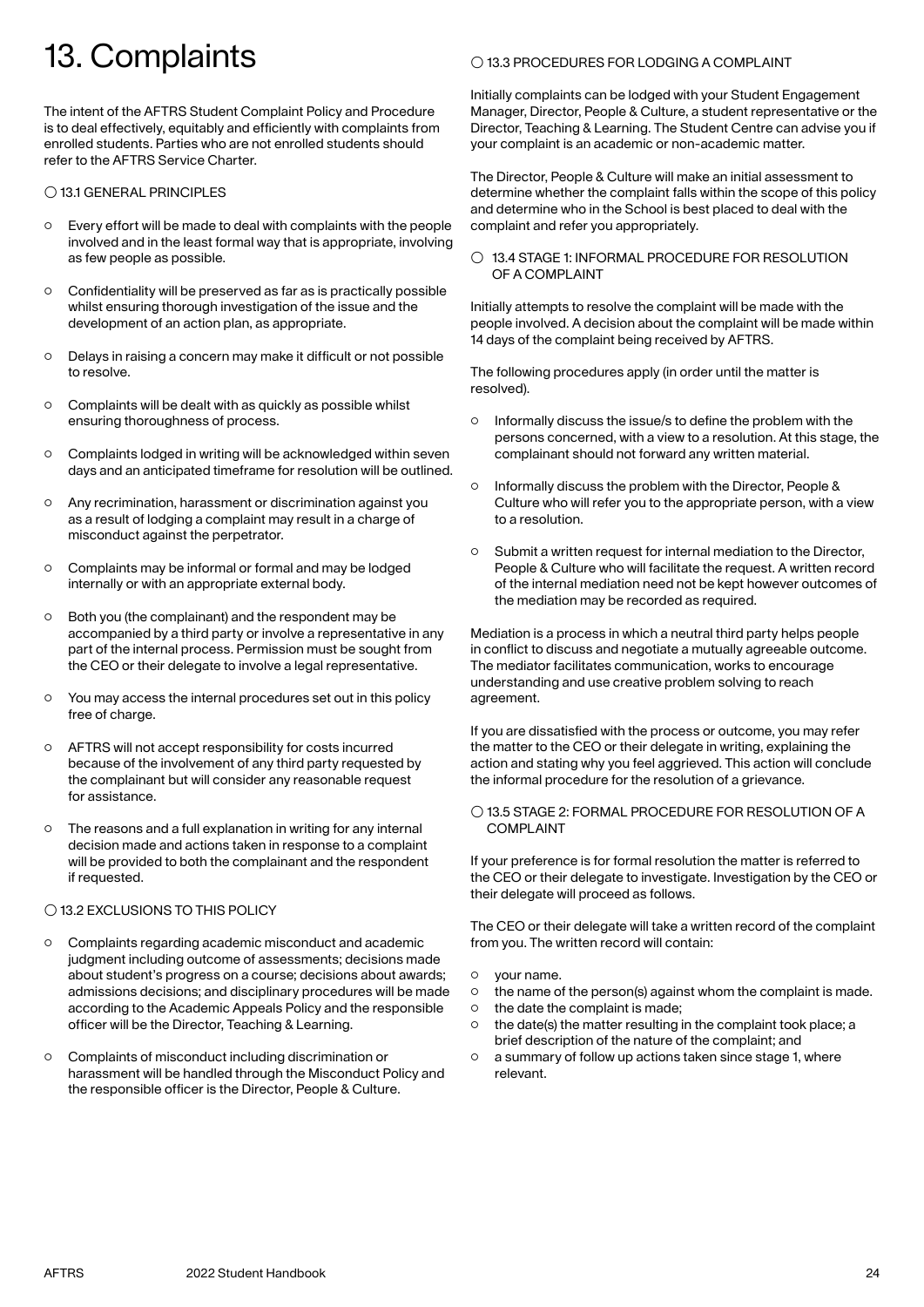# 13. Complaints

The intent of the AFTRS Student Complaint Policy and Procedure is to deal effectively, equitably and efficiently with complaints from enrolled students. Parties who are not enrolled students should refer to the AFTRS Service Charter.

## 13.1 GENERAL PRINCIPLES

- Every effort will be made to deal with complaints with the people involved and in the least formal way that is appropriate, involving as few people as possible.
- Confidentiality will be preserved as far as is practically possible whilst ensuring thorough investigation of the issue and the development of an action plan, as appropriate.
- Delays in raising a concern may make it difficult or not possible to resolve.
- Complaints will be dealt with as quickly as possible whilst ensuring thoroughness of process.
- Complaints lodged in writing will be acknowledged within seven days and an anticipated timeframe for resolution will be outlined.
- Any recrimination, harassment or discrimination against you as a result of lodging a complaint may result in a charge of misconduct against the perpetrator.
- Complaints may be informal or formal and may be lodged internally or with an appropriate external body.
- Both you (the complainant) and the respondent may be accompanied by a third party or involve a representative in any part of the internal process. Permission must be sought from the CEO or their delegate to involve a legal representative.
- You may access the internal procedures set out in this policy free of charge.
- AFTRS will not accept responsibility for costs incurred because of the involvement of any third party requested by the complainant but will consider any reasonable request for assistance.
- The reasons and a full explanation in writing for any internal decision made and actions taken in response to a complaint will be provided to both the complainant and the respondent if requested.

## 13.2 EXCLUSIONS TO THIS POLICY

- Complaints regarding academic misconduct and academic judgment including outcome of assessments; decisions made about student's progress on a course; decisions about awards; admissions decisions; and disciplinary procedures will be made according to the Academic Appeals Policy and the responsible officer will be the Director, Teaching & Learning.
- Complaints of misconduct including discrimination or harassment will be handled through the Misconduct Policy and the responsible officer is the Director, People & Culture.

## 13.3 PROCEDURES FOR LODGING A COMPLAINT

Initially complaints can be lodged with your Student Engagement Manager, Director, People & Culture, a student representative or the Director, Teaching & Learning. The Student Centre can advise you if your complaint is an academic or non-academic matter.

The Director, People & Culture will make an initial assessment to determine whether the complaint falls within the scope of this policy and determine who in the School is best placed to deal with the complaint and refer you appropriately.

## 13.4 STAGE 1: INFORMAL PROCEDURE FOR RESOLUTION OF A COMPLAINT

Initially attempts to resolve the complaint will be made with the people involved. A decision about the complaint will be made within 14 days of the complaint being received by AFTRS.

The following procedures apply (in order until the matter is resolved).

- Informally discuss the issue/s to define the problem with the persons concerned, with a view to a resolution. At this stage, the complainant should not forward any written material.
- Informally discuss the problem with the Director, People & Culture who will refer you to the appropriate person, with a view to a resolution.
- Submit a written request for internal mediation to the Director, People & Culture who will facilitate the request. A written record of the internal mediation need not be kept however outcomes of the mediation may be recorded as required.

Mediation is a process in which a neutral third party helps people in conflict to discuss and negotiate a mutually agreeable outcome. The mediator facilitates communication, works to encourage understanding and use creative problem solving to reach agreement.

If you are dissatisfied with the process or outcome, you may refer the matter to the CEO or their delegate in writing, explaining the action and stating why you feel aggrieved. This action will conclude the informal procedure for the resolution of a grievance.

## 13.5 STAGE 2: FORMAL PROCEDURE FOR RESOLUTION OF A COMPLAINT

If your preference is for formal resolution the matter is referred to the CEO or their delegate to investigate. Investigation by the CEO or their delegate will proceed as follows.

The CEO or their delegate will take a written record of the complaint from you. The written record will contain:

- your name.
- the name of the person(s) against whom the complaint is made.
- the date the complaint is made;
- the date(s) the matter resulting in the complaint took place; a brief description of the nature of the complaint; and
- a summary of follow up actions taken since stage 1, where relevant.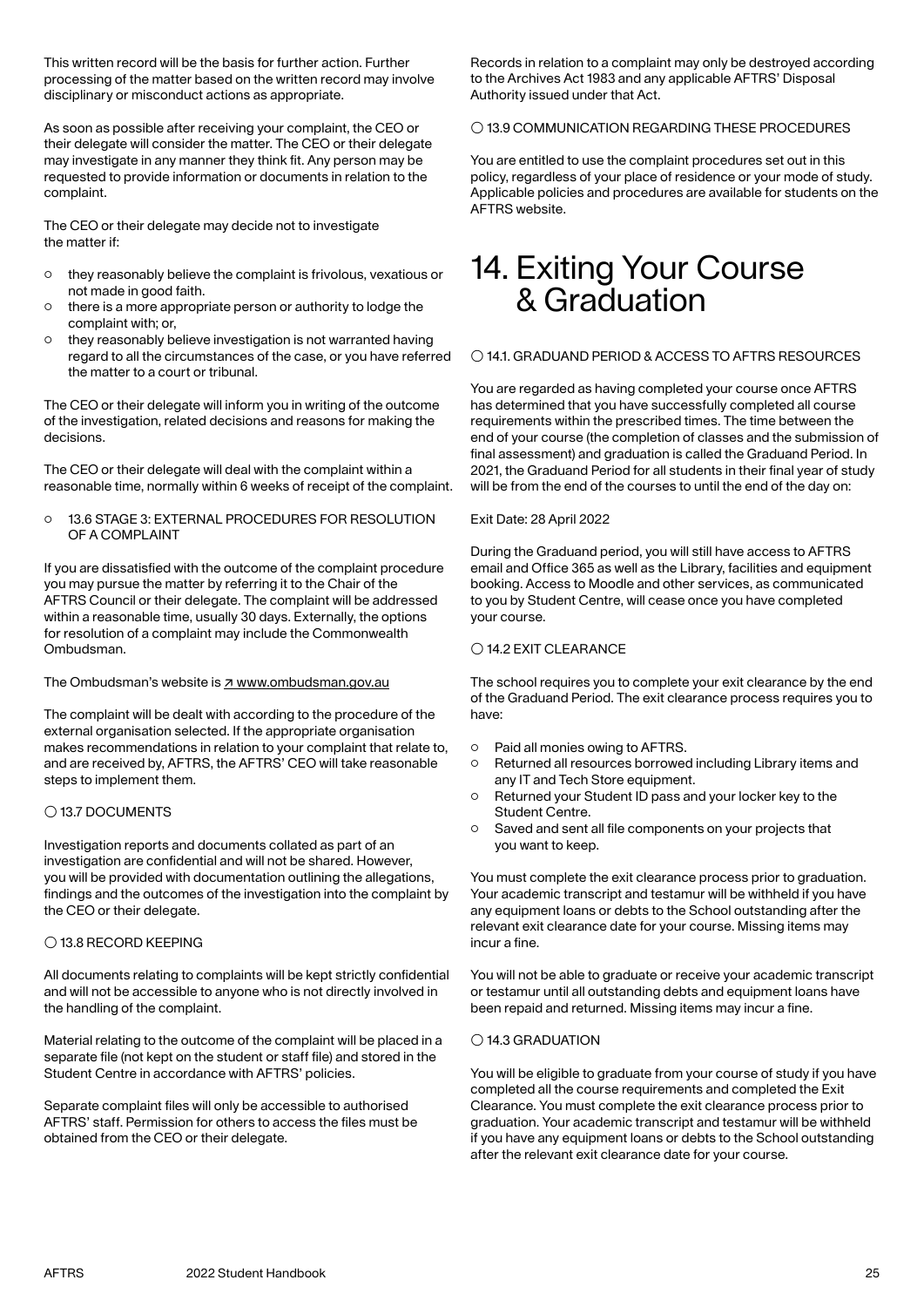This written record will be the basis for further action. Further processing of the matter based on the written record may involve disciplinary or misconduct actions as appropriate.

As soon as possible after receiving your complaint, the CEO or their delegate will consider the matter. The CEO or their delegate may investigate in any manner they think fit. Any person may be requested to provide information or documents in relation to the complaint.

The CEO or their delegate may decide not to investigate the matter if:

- they reasonably believe the complaint is frivolous, vexatious or not made in good faith.
- there is a more appropriate person or authority to lodge the complaint with; or,
- they reasonably believe investigation is not warranted having regard to all the circumstances of the case, or you have referred the matter to a court or tribunal.

The CEO or their delegate will inform you in writing of the outcome of the investigation, related decisions and reasons for making the decisions.

The CEO or their delegate will deal with the complaint within a reasonable time, normally within 6 weeks of receipt of the complaint.

### 13.6 STAGE 3: EXTERNAL PROCEDURES FOR RESOLUTION OF A COMPLAINT

If you are dissatisfied with the outcome of the complaint procedure you may pursue the matter by referring it to the Chair of the AFTRS Council or their delegate. The complaint will be addressed within a reasonable time, usually 30 days. Externally, the options for resolution of a complaint may include the Commonwealth Ombudsman.

The Ombudsman's website is ↗ www.ombudsman.gov.au

The complaint will be dealt with according to the procedure of the external organisation selected. If the appropriate organisation makes recommendations in relation to your complaint that relate to, and are received by, AFTRS, the AFTRS' CEO will take reasonable steps to implement them.

### 13.7 DOCUMENTS

Investigation reports and documents collated as part of an investigation are confidential and will not be shared. However, you will be provided with documentation outlining the allegations, findings and the outcomes of the investigation into the complaint by the CEO or their delegate.

### 13.8 RECORD KEEPING

All documents relating to complaints will be kept strictly confidential and will not be accessible to anyone who is not directly involved in the handling of the complaint.

Material relating to the outcome of the complaint will be placed in a separate file (not kept on the student or staff file) and stored in the Student Centre in accordance with AFTRS' policies.

Separate complaint files will only be accessible to authorised AFTRS' staff. Permission for others to access the files must be obtained from the CEO or their delegate.

Records in relation to a complaint may only be destroyed according to the Archives Act 1983 and any applicable AFTRS' Disposal Authority issued under that Act.

### 13.9 COMMUNICATION REGARDING THESE PROCEDURES

You are entitled to use the complaint procedures set out in this policy, regardless of your place of residence or your mode of study. Applicable policies and procedures are available for students on the AFTRS website.

# 14. Exiting Your Course & Graduation

### 14.1. GRADUAND PERIOD & ACCESS TO AFTRS RESOURCES

You are regarded as having completed your course once AFTRS has determined that you have successfully completed all course requirements within the prescribed times. The time between the end of your course (the completion of classes and the submission of final assessment) and graduation is called the Graduand Period. In 2021, the Graduand Period for all students in their final year of study will be from the end of the courses to until the end of the day on:

Exit Date: 28 April 2022

During the Graduand period, you will still have access to AFTRS email and Office 365 as well as the Library, facilities and equipment booking. Access to Moodle and other services, as communicated to you by Student Centre, will cease once you have completed your course.

### 14.2 EXIT CLEARANCE

The school requires you to complete your exit clearance by the end of the Graduand Period. The exit clearance process requires you to have:

- Paid all monies owing to AFTRS.
- Returned all resources borrowed including Library items and any IT and Tech Store equipment.
- Returned your Student ID pass and your locker key to the Student Centre.
- Saved and sent all file components on your projects that you want to keep.

You must complete the exit clearance process prior to graduation. Your academic transcript and testamur will be withheld if you have any equipment loans or debts to the School outstanding after the relevant exit clearance date for your course. Missing items may incur a fine.

You will not be able to graduate or receive your academic transcript or testamur until all outstanding debts and equipment loans have been repaid and returned. Missing items may incur a fine.

### 14.3 GRADUATION

You will be eligible to graduate from your course of study if you have completed all the course requirements and completed the Exit Clearance. You must complete the exit clearance process prior to graduation. Your academic transcript and testamur will be withheld if you have any equipment loans or debts to the School outstanding after the relevant exit clearance date for your course.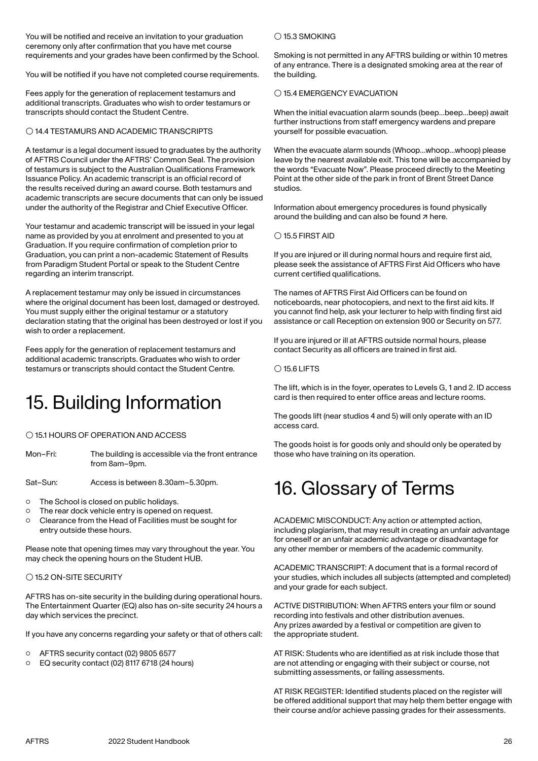You will be notified and receive an invitation to your graduation ceremony only after confirmation that you have met course requirements and your grades have been confirmed by the School.

You will be notified if you have not completed course requirements.

Fees apply for the generation of replacement testamurs and additional transcripts. Graduates who wish to order testamurs or transcripts should contact the Student Centre.

### ○ 14.4 TESTAMURS AND ACADEMIC TRANSCRIPTS

A testamur is a legal document issued to graduates by the authority of AFTRS Council under the AFTRS' Common Seal. The provision of testamurs is subject to the Australian Qualifications Framework Issuance Policy. An academic transcript is an official record of the results received during an award course. Both testamurs and academic transcripts are secure documents that can only be issued under the authority of the Registrar and Chief Executive Officer.

Your testamur and academic transcript will be issued in your legal name as provided by you at enrolment and presented to you at Graduation. If you require confirmation of completion prior to Graduation, you can print a non-academic Statement of Results from Paradigm Student Portal or speak to the Student Centre regarding an interim transcript.

A replacement testamur may only be issued in circumstances where the original document has been lost, damaged or destroyed. You must supply either the original testamur or a statutory declaration stating that the original has been destroyed or lost if you wish to order a replacement.

Fees apply for the generation of replacement testamurs and additional academic transcripts. Graduates who wish to order testamurs or transcripts should contact the Student Centre.

# 15. Building Information

### ○ 15.1 HOURS OF OPERATION AND ACCESS

| | |
|---|---|
| Mon–Fri: | The building is accessible via the front entrance from 8am–9pm. |
| Sat–Sun: | Access is between 8.30am–5.30pm. |

- The School is closed on public holidays.
- The rear dock vehicle entry is opened on request.
- Clearance from the Head of Facilities must be sought for entry outside these hours.

Please note that opening times may vary throughout the year. You may check the opening hours on the Student HUB.

### ○ 15.2 ON-SITE SECURITY

AFTRS has on-site security in the building during operational hours. The Entertainment Quarter (EQ) also has on-site security 24 hours a day which services the precinct.

If you have any concerns regarding your safety or that of others call:

- AFTRS security contact (02) 9805 6577
- EQ security contact (02) 8117 6718 (24 hours)

### ○ 15.3 SMOKING

Smoking is not permitted in any AFTRS building or within 10 metres of any entrance. There is a designated smoking area at the rear of the building.

### ○ 15.4 EMERGENCY EVACUATION

When the initial evacuation alarm sounds (beep...beep...beep) await further instructions from staff emergency wardens and prepare yourself for possible evacuation.

When the evacuate alarm sounds (Whoop...whoop...whoop) please leave by the nearest available exit. This tone will be accompanied by the words "Evacuate Now". Please proceed directly to the Meeting Point at the other side of the park in front of Brent Street Dance studios.

Information about emergency procedures is found physically around the building and can also be found ↗ here.

### ○ 15.5 FIRST AID

If you are injured or ill during normal hours and require first aid, please seek the assistance of AFTRS First Aid Officers who have current certified qualifications.

The names of AFTRS First Aid Officers can be found on noticeboards, near photocopiers, and next to the first aid kits. If you cannot find help, ask your lecturer to help with finding first aid assistance or call Reception on extension 900 or Security on 577.

If you are injured or ill at AFTRS outside normal hours, please contact Security as all officers are trained in first aid.

### ○ 15.6 LIFTS

The lift, which is in the foyer, operates to Levels G, 1 and 2. ID access card is then required to enter office areas and lecture rooms.

The goods lift (near studios 4 and 5) will only operate with an ID access card.

The goods hoist is for goods only and should only be operated by those who have training on its operation.

# 16. Glossary of Terms

ACADEMIC MISCONDUCT: Any action or attempted action, including plagiarism, that may result in creating an unfair advantage for oneself or an unfair academic advantage or disadvantage for any other member or members of the academic community.

ACADEMIC TRANSCRIPT: A document that is a formal record of your studies, which includes all subjects (attempted and completed) and your grade for each subject.

ACTIVE DISTRIBUTION: When AFTRS enters your film or sound recording into festivals and other distribution avenues. Any prizes awarded by a festival or competition are given to the appropriate student.

AT RISK: Students who are identified as at risk include those that are not attending or engaging with their subject or course, not submitting assessments, or failing assessments.

AT RISK REGISTER: Identified students placed on the register will be offered additional support that may help them better engage with their course and/or achieve passing grades for their assessments.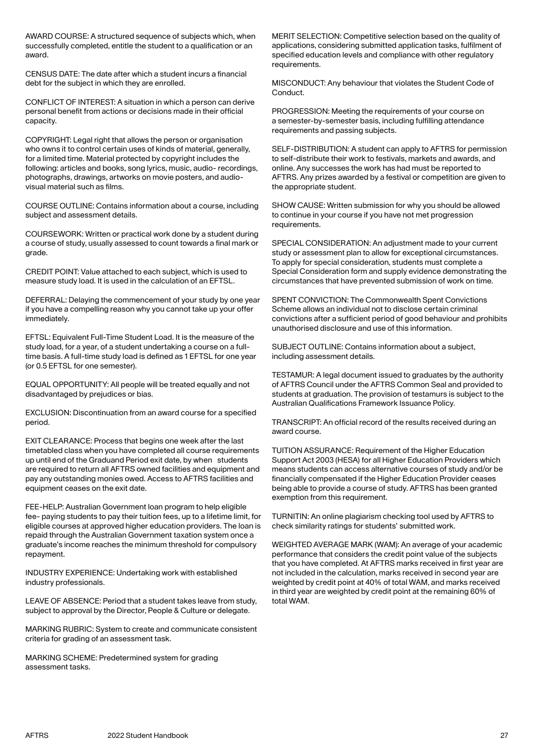AWARD COURSE: A structured sequence of subjects which, when successfully completed, entitle the student to a qualification or an award.

CENSUS DATE: The date after which a student incurs a financial debt for the subject in which they are enrolled.

CONFLICT OF INTEREST: A situation in which a person can derive personal benefit from actions or decisions made in their official capacity.

COPYRIGHT: Legal right that allows the person or organisation who owns it to control certain uses of kinds of material, generally, for a limited time. Material protected by copyright includes the following: articles and books, song lyrics, music, audio- recordings, photographs, drawings, artworks on movie posters, and audio-visual material such as films.

COURSE OUTLINE: Contains information about a course, including subject and assessment details.

COURSEWORK: Written or practical work done by a student during a course of study, usually assessed to count towards a final mark or grade.

CREDIT POINT: Value attached to each subject, which is used to measure study load. It is used in the calculation of an EFTSL.

DEFERRAL: Delaying the commencement of your study by one year if you have a compelling reason why you cannot take up your offer immediately.

EFTSL: Equivalent Full-Time Student Load. It is the measure of the study load, for a year, of a student undertaking a course on a full-time basis. A full-time study load is defined as 1 EFTSL for one year (or 0.5 EFTSL for one semester).

EQUAL OPPORTUNITY: All people will be treated equally and not disadvantaged by prejudices or bias.

EXCLUSION: Discontinuation from an award course for a specified period.

EXIT CLEARANCE: Process that begins one week after the last timetabled class when you have completed all course requirements up until end of the Graduand Period exit date, by when students are required to return all AFTRS owned facilities and equipment and pay any outstanding monies owed. Access to AFTRS facilities and equipment ceases on the exit date.

FEE-HELP: Australian Government loan program to help eligible fee- paying students to pay their tuition fees, up to a lifetime limit, for eligible courses at approved higher education providers. The loan is repaid through the Australian Government taxation system once a graduate's income reaches the minimum threshold for compulsory repayment.

INDUSTRY EXPERIENCE: Undertaking work with established industry professionals.

LEAVE OF ABSENCE: Period that a student takes leave from study, subject to approval by the Director, People & Culture or delegate.

MARKING RUBRIC: System to create and communicate consistent criteria for grading of an assessment task.

MARKING SCHEME: Predetermined system for grading assessment tasks.

MERIT SELECTION: Competitive selection based on the quality of applications, considering submitted application tasks, fulfilment of specified education levels and compliance with other regulatory requirements.

MISCONDUCT: Any behaviour that violates the Student Code of Conduct.

PROGRESSION: Meeting the requirements of your course on a semester-by-semester basis, including fulfilling attendance requirements and passing subjects.

SELF-DISTRIBUTION: A student can apply to AFTRS for permission to self-distribute their work to festivals, markets and awards, and online. Any successes the work has had must be reported to AFTRS. Any prizes awarded by a festival or competition are given to the appropriate student.

SHOW CAUSE: Written submission for why you should be allowed to continue in your course if you have not met progression requirements.

SPECIAL CONSIDERATION: An adjustment made to your current study or assessment plan to allow for exceptional circumstances. To apply for special consideration, students must complete a Special Consideration form and supply evidence demonstrating the circumstances that have prevented submission of work on time.

SPENT CONVICTION: The Commonwealth Spent Convictions Scheme allows an individual not to disclose certain criminal convictions after a sufficient period of good behaviour and prohibits unauthorised disclosure and use of this information.

SUBJECT OUTLINE: Contains information about a subject, including assessment details.

TESTAMUR: A legal document issued to graduates by the authority of AFTRS Council under the AFTRS Common Seal and provided to students at graduation. The provision of testamurs is subject to the Australian Qualifications Framework Issuance Policy.

TRANSCRIPT: An official record of the results received during an award course.

TUITION ASSURANCE: Requirement of the Higher Education Support Act 2003 (HESA) for all Higher Education Providers which means students can access alternative courses of study and/or be financially compensated if the Higher Education Provider ceases being able to provide a course of study. AFTRS has been granted exemption from this requirement.

TURNITIN: An online plagiarism checking tool used by AFTRS to check similarity ratings for students' submitted work.

WEIGHTED AVERAGE MARK (WAM): An average of your academic performance that considers the credit point value of the subjects that you have completed. At AFTRS marks received in first year are not included in the calculation, marks received in second year are weighted by credit point at 40% of total WAM, and marks received in third year are weighted by credit point at the remaining 60% of total WAM.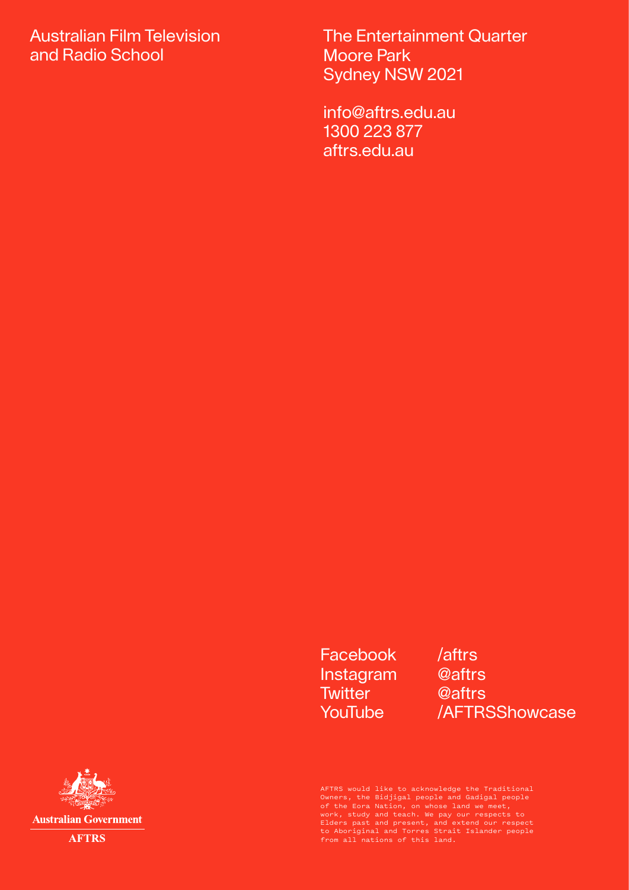Australian Film Television
and Radio School

The Entertainment Quarter
Moore Park
Sydney NSW 2021

info@aftrs.edu.au
1300 223 877
aftrs.edu.au

| | |
|---|---|
| Facebook | /aftrs |
| Instagram | @aftrs |
| Twitter | @aftrs |
| YouTube | /AFTRSShowcase |

Australian Government
AFTRS

AFTRS would like to acknowledge the Traditional Owners, the Bidjigal people and Gadigal people of the Eora Nation, on whose land we meet, work, study and teach. We pay our respects to Elders past and present, and extend our respect to Aboriginal and Torres Strait Islander people from all nations of this land.